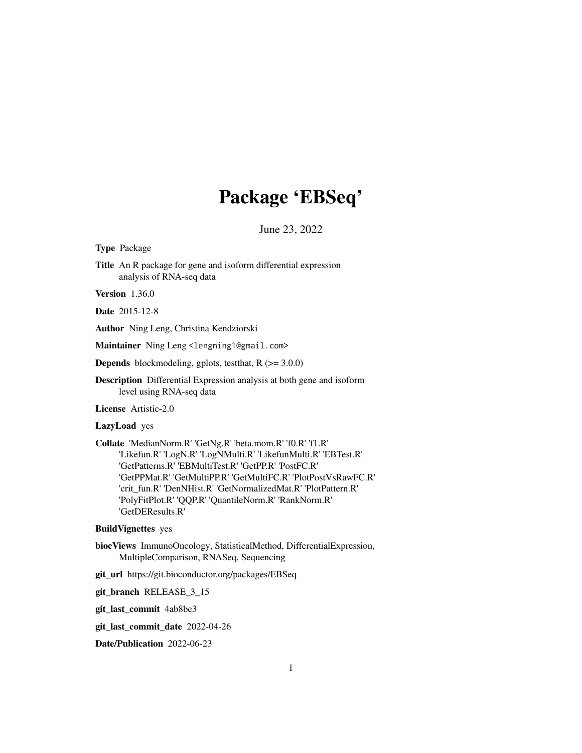# Package 'EBSeq'

June 23, 2022

**Type** Package

**Title** An R package for gene and isoform differential expression analysis of RNA-seq data

**Version** 1.36.0

**Date** 2015-12-8

**Author** Ning Leng, Christina Kendziorski

**Maintainer** Ning Leng <lengning1@gmail.com>

**Depends** blockmodeling, gplots, testthat, R (>= 3.0.0)

**Description** Differential Expression analysis at both gene and isoform level using RNA-seq data

**License** Artistic-2.0

**LazyLoad** yes

**Collate** 'MedianNorm.R' 'GetNg.R' 'beta.mom.R' 'f0.R' 'f1.R' 'Likefun.R' 'LogN.R' 'LogNMulti.R' 'LikefunMulti.R' 'EBTest.R' 'GetPatterns.R' 'EBMultiTest.R' 'GetPP.R' 'PostFC.R' 'GetPPMat.R' 'GetMultiPP.R' 'GetMultiFC.R' 'PlotPostVsRawFC.R' 'crit_fun.R' 'DenNHist.R' 'GetNormalizedMat.R' 'PlotPattern.R' 'PolyFitPlot.R' 'QQP.R' 'QuantileNorm.R' 'RankNorm.R' 'GetDEResults.R'

**BuildVignettes** yes

**biocViews** ImmunoOncology, StatisticalMethod, DifferentialExpression, MultipleComparison, RNASeq, Sequencing

**git_url** https://git.bioconductor.org/packages/EBSeq

**git_branch** RELEASE_3_15

**git_last_commit** 4ab8be3

**git_last_commit_date** 2022-04-26

**Date/Publication** 2022-06-23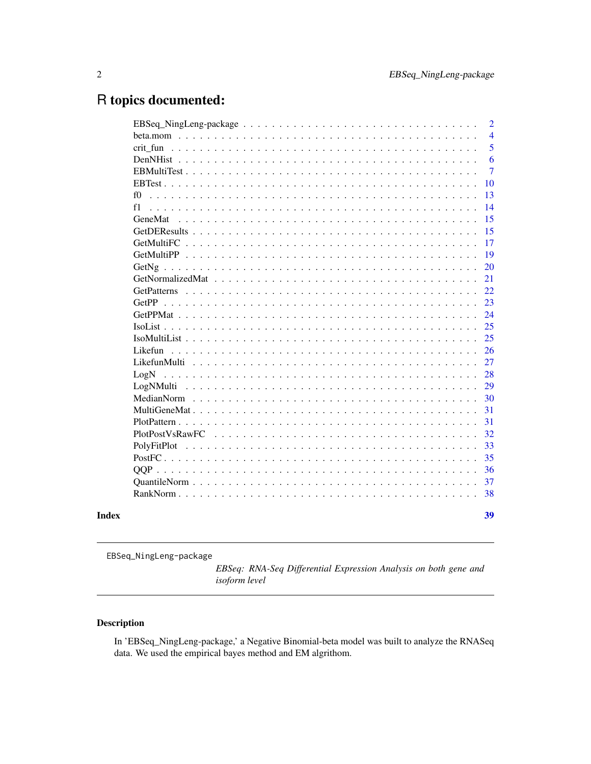# R topics documented:

| | |
|---|---|
| EBSeq_NingLeng-package | 2 |
| beta.mom | 4 |
| crit_fun | 5 |
| DenNHist | 6 |
| EBMultiTest | 7 |
| EBTest | 10 |
| f0 | 13 |
| f1 | 14 |
| GeneMat | 15 |
| GetDEResults | 15 |
| GetMultiFC | 17 |
| GetMultiPP | 19 |
| GetNg | 20 |
| GetNormalizedMat | 21 |
| GetPatterns | 22 |
| GetPP | 23 |
| GetPPMat | 24 |
| IsoList | 25 |
| IsoMultiList | 25 |
| Likefun | 26 |
| LikefunMulti | 27 |
| LogN | 28 |
| LogNMulti | 29 |
| MedianNorm | 30 |
| MultiGeneMat | 31 |
| PlotPattern | 31 |
| PlotPostVsRawFC | 32 |
| PolyFitPlot | 33 |
| PostFC | 35 |
| QQP | 36 |
| QuantileNorm | 37 |
| RankNorm | 38 |

**Index** 39

---

`EBSeq_NingLeng-package` *EBSeq: RNA-Seq Differential Expression Analysis on both gene and isoform level*

---

### Description

In 'EBSeq_NingLeng-package,' a Negative Binomial-beta model was built to analyze the RNASeq data. We used the empirical bayes method and EM algrithom.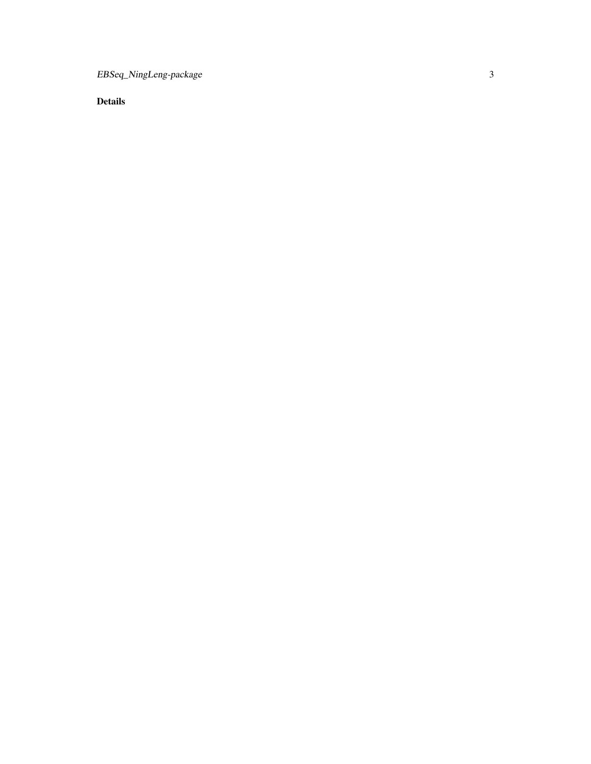### Details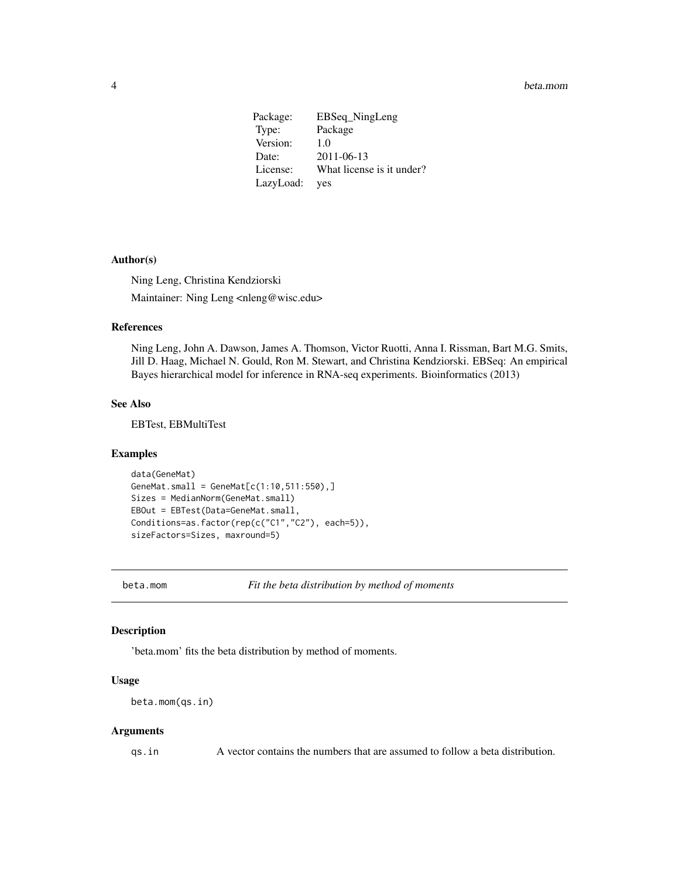| | |
|---|---|
| Package: | EBSeq_NingLeng |
| Type: | Package |
| Version: | 1.0 |
| Date: | 2011-06-13 |
| License: | What license is it under? |
| LazyLoad: | yes |

### Author(s)

Ning Leng, Christina Kendziorski

Maintainer: Ning Leng <nleng@wisc.edu>

### References

Ning Leng, John A. Dawson, James A. Thomson, Victor Ruotti, Anna I. Rissman, Bart M.G. Smits, Jill D. Haag, Michael N. Gould, Ron M. Stewart, and Christina Kendziorski. EBSeq: An empirical Bayes hierarchical model for inference in RNA-seq experiments. Bioinformatics (2013)

### See Also

EBTest, EBMultiTest

### Examples

```
data(GeneMat)
GeneMat.small = GeneMat[c(1:10,511:550),]
Sizes = MedianNorm(GeneMat.small)
EBOut = EBTest(Data=GeneMat.small,
Conditions=as.factor(rep(c("C1","C2"), each=5)),
sizeFactors=Sizes, maxround=5)
```

---

## beta.mom    *Fit the beta distribution by method of moments*

---

### Description

'beta.mom' fits the beta distribution by method of moments.

### Usage

```
beta.mom(qs.in)
```

### Arguments

| | |
|---|---|
| qs.in | A vector contains the numbers that are assumed to follow a beta distribution. |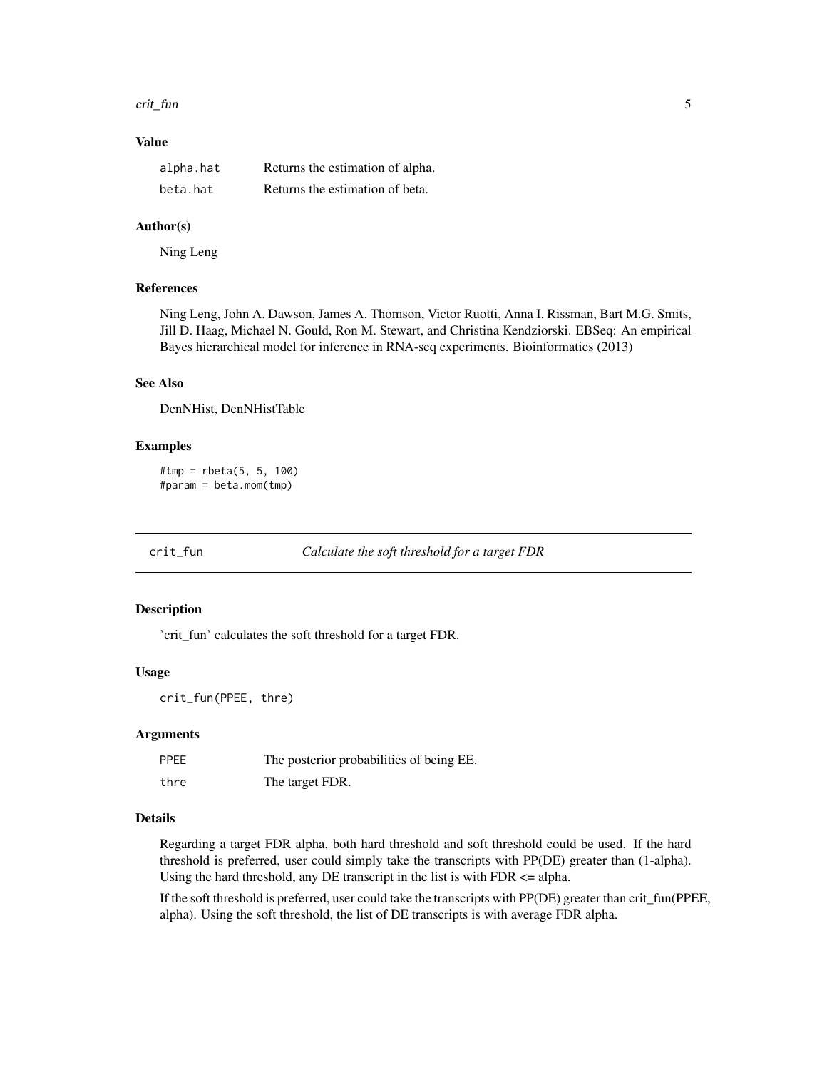### Value

| | |
|---|---|
| alpha.hat | Returns the estimation of alpha. |
| beta.hat | Returns the estimation of beta. |

### Author(s)

Ning Leng

### References

Ning Leng, John A. Dawson, James A. Thomson, Victor Ruotti, Anna I. Rissman, Bart M.G. Smits, Jill D. Haag, Michael N. Gould, Ron M. Stewart, and Christina Kendziorski. EBSeq: An empirical Bayes hierarchical model for inference in RNA-seq experiments. Bioinformatics (2013)

### See Also

DenNHist, DenNHistTable

### Examples

```
#tmp = rbeta(5, 5, 100)
#param = beta.mom(tmp)
```

---

## crit_fun — *Calculate the soft threshold for a target FDR*

### Description

'crit_fun' calculates the soft threshold for a target FDR.

### Usage

```
crit_fun(PPEE, thre)
```

### Arguments

| | |
|---|---|
| PPEE | The posterior probabilities of being EE. |
| thre | The target FDR. |

### Details

Regarding a target FDR alpha, both hard threshold and soft threshold could be used. If the hard threshold is preferred, user could simply take the transcripts with PP(DE) greater than (1-alpha). Using the hard threshold, any DE transcript in the list is with FDR <= alpha.

If the soft threshold is preferred, user could take the transcripts with PP(DE) greater than crit_fun(PPEE, alpha). Using the soft threshold, the list of DE transcripts is with average FDR alpha.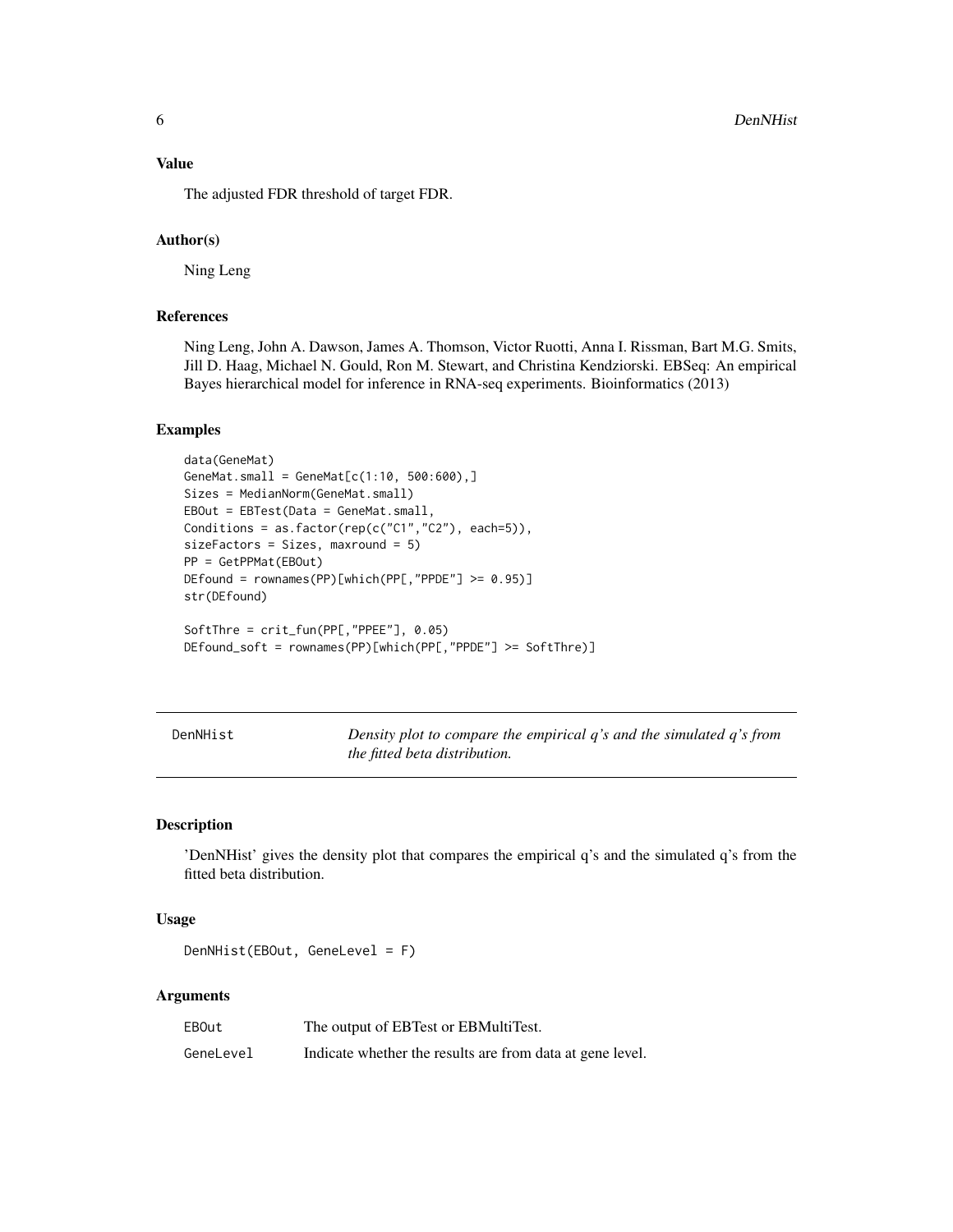### Value

The adjusted FDR threshold of target FDR.

### Author(s)

Ning Leng

### References

Ning Leng, John A. Dawson, James A. Thomson, Victor Ruotti, Anna I. Rissman, Bart M.G. Smits, Jill D. Haag, Michael N. Gould, Ron M. Stewart, and Christina Kendziorski. EBSeq: An empirical Bayes hierarchical model for inference in RNA-seq experiments. Bioinformatics (2013)

### Examples

```
data(GeneMat)
GeneMat.small = GeneMat[c(1:10, 500:600),]
Sizes = MedianNorm(GeneMat.small)
EBOut = EBTest(Data = GeneMat.small,
Conditions = as.factor(rep(c("C1","C2"), each=5)),
sizeFactors = Sizes, maxround = 5)
PP = GetPPMat(EBOut)
DEfound = rownames(PP)[which(PP[,"PPDE"] >= 0.95)]
str(DEfound)

SoftThre = crit_fun(PP[,"PPEE"], 0.05)
DEfound_soft = rownames(PP)[which(PP[,"PPDE"] >= SoftThre)]
```

---

## DenNHist — *Density plot to compare the empirical q's and the simulated q's from the fitted beta distribution.*

---

### Description

'DenNHist' gives the density plot that compares the empirical q's and the simulated q's from the fitted beta distribution.

### Usage

```
DenNHist(EBOut, GeneLevel = F)
```

### Arguments

| | |
|---|---|
| EBOut | The output of EBTest or EBMultiTest. |
| GeneLevel | Indicate whether the results are from data at gene level. |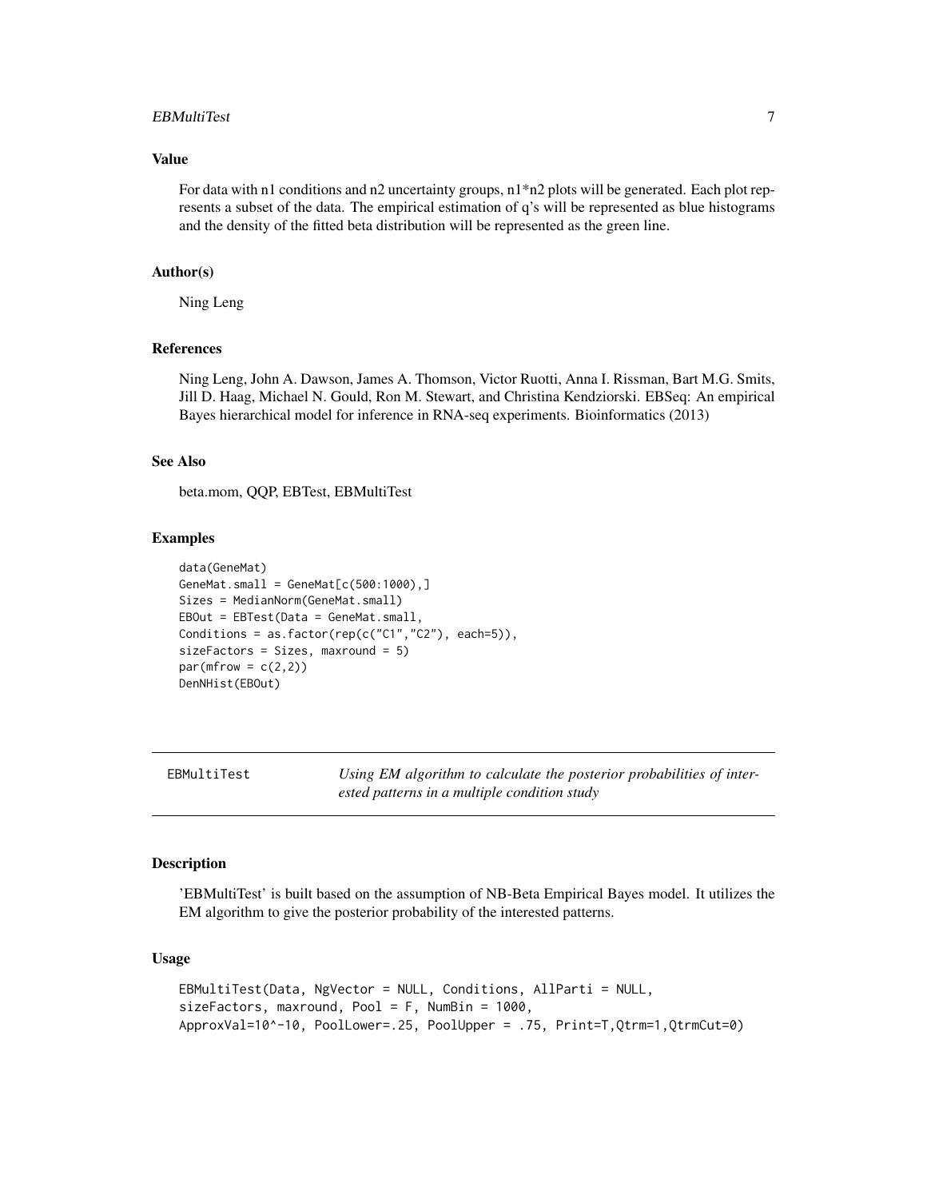### Value

For data with n1 conditions and n2 uncertainty groups, n1*n2 plots will be generated. Each plot represents a subset of the data. The empirical estimation of q's will be represented as blue histograms and the density of the fitted beta distribution will be represented as the green line.

### Author(s)

Ning Leng

### References

Ning Leng, John A. Dawson, James A. Thomson, Victor Ruotti, Anna I. Rissman, Bart M.G. Smits, Jill D. Haag, Michael N. Gould, Ron M. Stewart, and Christina Kendziorski. EBSeq: An empirical Bayes hierarchical model for inference in RNA-seq experiments. Bioinformatics (2013)

### See Also

beta.mom, QQP, EBTest, EBMultiTest

### Examples

```
data(GeneMat)
GeneMat.small = GeneMat[c(500:1000),]
Sizes = MedianNorm(GeneMat.small)
EBOut = EBTest(Data = GeneMat.small,
Conditions = as.factor(rep(c("C1","C2"), each=5)),
sizeFactors = Sizes, maxround = 5)
par(mfrow = c(2,2))
DenNHist(EBOut)
```

---

## EBMultiTest — *Using EM algorithm to calculate the posterior probabilities of interested patterns in a multiple condition study*

---

### Description

'EBMultiTest' is built based on the assumption of NB-Beta Empirical Bayes model. It utilizes the EM algorithm to give the posterior probability of the interested patterns.

### Usage

```
EBMultiTest(Data, NgVector = NULL, Conditions, AllParti = NULL,
sizeFactors, maxround, Pool = F, NumBin = 1000,
ApproxVal=10^-10, PoolLower=.25, PoolUpper = .75, Print=T,Qtrm=1,QtrmCut=0)
```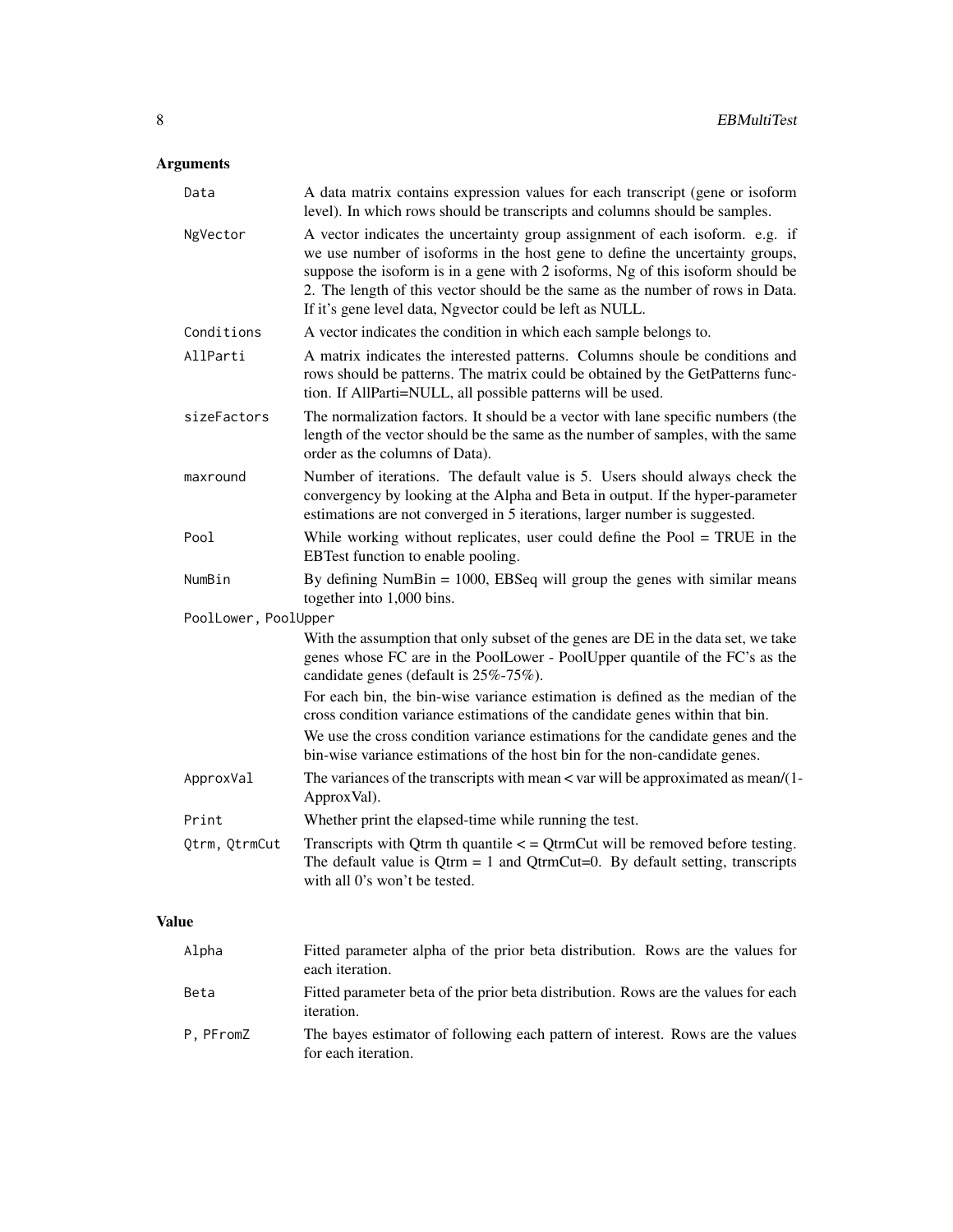## Arguments

| | |
|---|---|
| `Data` | A data matrix contains expression values for each transcript (gene or isoform level). In which rows should be transcripts and columns should be samples. |
| `NgVector` | A vector indicates the uncertainty group assignment of each isoform. e.g. if we use number of isoforms in the host gene to define the uncertainty groups, suppose the isoform is in a gene with 2 isoforms, Ng of this isoform should be 2. The length of this vector should be the same as the number of rows in Data. If it's gene level data, Ngvector could be left as NULL. |
| `Conditions` | A vector indicates the condition in which each sample belongs to. |
| `AllParti` | A matrix indicates the interested patterns. Columns shoule be conditions and rows should be patterns. The matrix could be obtained by the GetPatterns function. If AllParti=NULL, all possible patterns will be used. |
| `sizeFactors` | The normalization factors. It should be a vector with lane specific numbers (the length of the vector should be the same as the number of samples, with the same order as the columns of Data). |
| `maxround` | Number of iterations. The default value is 5. Users should always check the convergency by looking at the Alpha and Beta in output. If the hyper-parameter estimations are not converged in 5 iterations, larger number is suggested. |
| `Pool` | While working without replicates, user could define the Pool = TRUE in the EBTest function to enable pooling. |
| `NumBin` | By defining NumBin = 1000, EBSeq will group the genes with similar means together into 1,000 bins. |
| `PoolLower, PoolUpper` | With the assumption that only subset of the genes are DE in the data set, we take genes whose FC are in the PoolLower - PoolUpper quantile of the FC's as the candidate genes (default is 25%-75%). For each bin, the bin-wise variance estimation is defined as the median of the cross condition variance estimations of the candidate genes within that bin. We use the cross condition variance estimations for the candidate genes and the bin-wise variance estimations of the host bin for the non-candidate genes. |
| `ApproxVal` | The variances of the transcripts with mean < var will be approximated as mean/(1-ApproxVal). |
| `Print` | Whether print the elapsed-time while running the test. |
| `Qtrm, QtrmCut` | Transcripts with Qtrm th quantile < = QtrmCut will be removed before testing. The default value is Qtrm = 1 and QtrmCut=0. By default setting, transcripts with all 0's won't be tested. |

## Value

| | |
|---|---|
| `Alpha` | Fitted parameter alpha of the prior beta distribution. Rows are the values for each iteration. |
| `Beta` | Fitted parameter beta of the prior beta distribution. Rows are the values for each iteration. |
| `P, PFromZ` | The bayes estimator of following each pattern of interest. Rows are the values for each iteration. |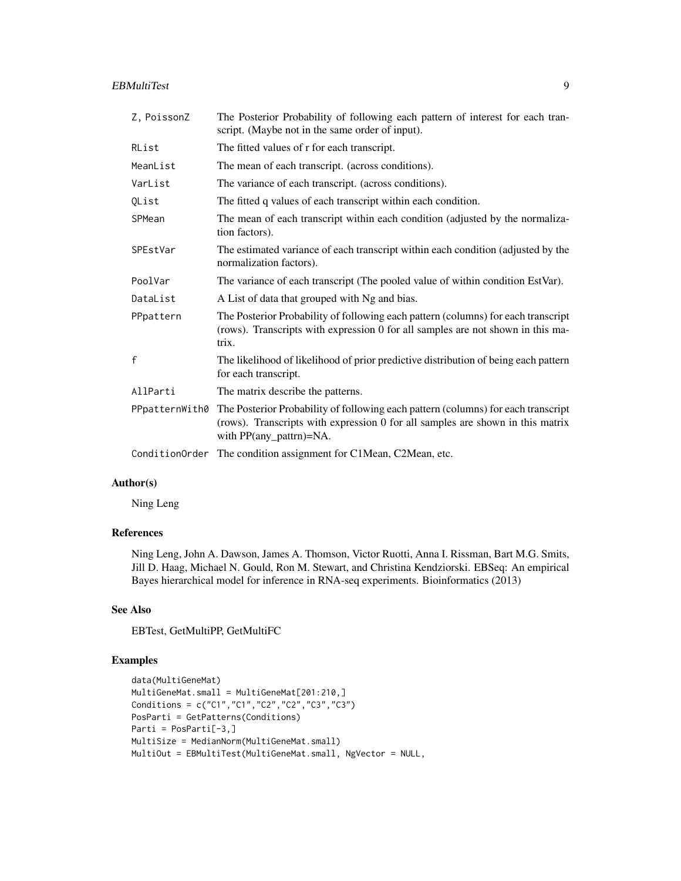| | |
|---|---|
| Z, PoissonZ | The Posterior Probability of following each pattern of interest for each transcript. (Maybe not in the same order of input). |
| RList | The fitted values of r for each transcript. |
| MeanList | The mean of each transcript. (across conditions). |
| VarList | The variance of each transcript. (across conditions). |
| QList | The fitted q values of each transcript within each condition. |
| SPMean | The mean of each transcript within each condition (adjusted by the normalization factors). |
| SPEstVar | The estimated variance of each transcript within each condition (adjusted by the normalization factors). |
| PoolVar | The variance of each transcript (The pooled value of within condition EstVar). |
| DataList | A List of data that grouped with Ng and bias. |
| PPpattern | The Posterior Probability of following each pattern (columns) for each transcript (rows). Transcripts with expression 0 for all samples are not shown in this matrix. |
| f | The likelihood of likelihood of prior predictive distribution of being each pattern for each transcript. |
| AllParti | The matrix describe the patterns. |
| PPpatternWith0 | The Posterior Probability of following each pattern (columns) for each transcript (rows). Transcripts with expression 0 for all samples are shown in this matrix with PP(any_pattrn)=NA. |
| ConditionOrder | The condition assignment for C1Mean, C2Mean, etc. |

### Author(s)

Ning Leng

### References

Ning Leng, John A. Dawson, James A. Thomson, Victor Ruotti, Anna I. Rissman, Bart M.G. Smits, Jill D. Haag, Michael N. Gould, Ron M. Stewart, and Christina Kendziorski. EBSeq: An empirical Bayes hierarchical model for inference in RNA-seq experiments. Bioinformatics (2013)

### See Also

EBTest, GetMultiPP, GetMultiFC

### Examples

```
data(MultiGeneMat)
MultiGeneMat.small = MultiGeneMat[201:210,]
Conditions = c("C1","C1","C2","C2","C3","C3")
PosParti = GetPatterns(Conditions)
Parti = PosParti[-3,]
MultiSize = MedianNorm(MultiGeneMat.small)
MultiOut = EBMultiTest(MultiGeneMat.small, NgVector = NULL,
```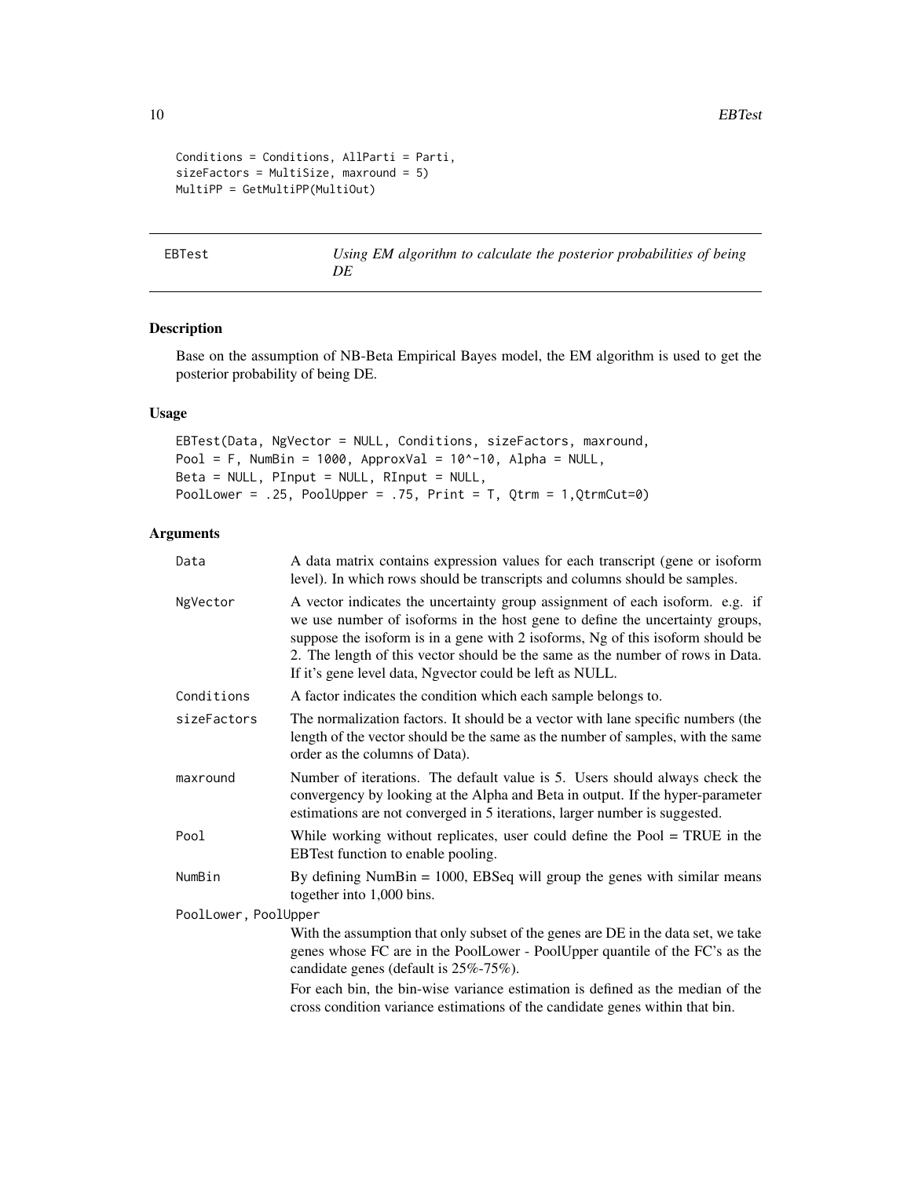```
Conditions = Conditions, AllParti = Parti,
sizeFactors = MultiSize, maxround = 5)
MultiPP = GetMultiPP(MultiOut)
```

---

## EBTest — *Using EM algorithm to calculate the posterior probabilities of being DE*

### Description

Base on the assumption of NB-Beta Empirical Bayes model, the EM algorithm is used to get the posterior probability of being DE.

### Usage

```
EBTest(Data, NgVector = NULL, Conditions, sizeFactors, maxround,
Pool = F, NumBin = 1000, ApproxVal = 10^-10, Alpha = NULL,
Beta = NULL, PInput = NULL, RInput = NULL,
PoolLower = .25, PoolUpper = .75, Print = T, Qtrm = 1,QtrmCut=0)
```

### Arguments

| | |
|---|---|
| `Data` | A data matrix contains expression values for each transcript (gene or isoform level). In which rows should be transcripts and columns should be samples. |
| `NgVector` | A vector indicates the uncertainty group assignment of each isoform. e.g. if we use number of isoforms in the host gene to define the uncertainty groups, suppose the isoform is in a gene with 2 isoforms, Ng of this isoform should be 2. The length of this vector should be the same as the number of rows in Data. If it's gene level data, Ngvector could be left as NULL. |
| `Conditions` | A factor indicates the condition which each sample belongs to. |
| `sizeFactors` | The normalization factors. It should be a vector with lane specific numbers (the length of the vector should be the same as the number of samples, with the same order as the columns of Data). |
| `maxround` | Number of iterations. The default value is 5. Users should always check the convergency by looking at the Alpha and Beta in output. If the hyper-parameter estimations are not converged in 5 iterations, larger number is suggested. |
| `Pool` | While working without replicates, user could define the Pool = TRUE in the EBTest function to enable pooling. |
| `NumBin` | By defining NumBin = 1000, EBSeq will group the genes with similar means together into 1,000 bins. |
| `PoolLower, PoolUpper` | With the assumption that only subset of the genes are DE in the data set, we take genes whose FC are in the PoolLower - PoolUpper quantile of the FC's as the candidate genes (default is 25%-75%). For each bin, the bin-wise variance estimation is defined as the median of the cross condition variance estimations of the candidate genes within that bin. |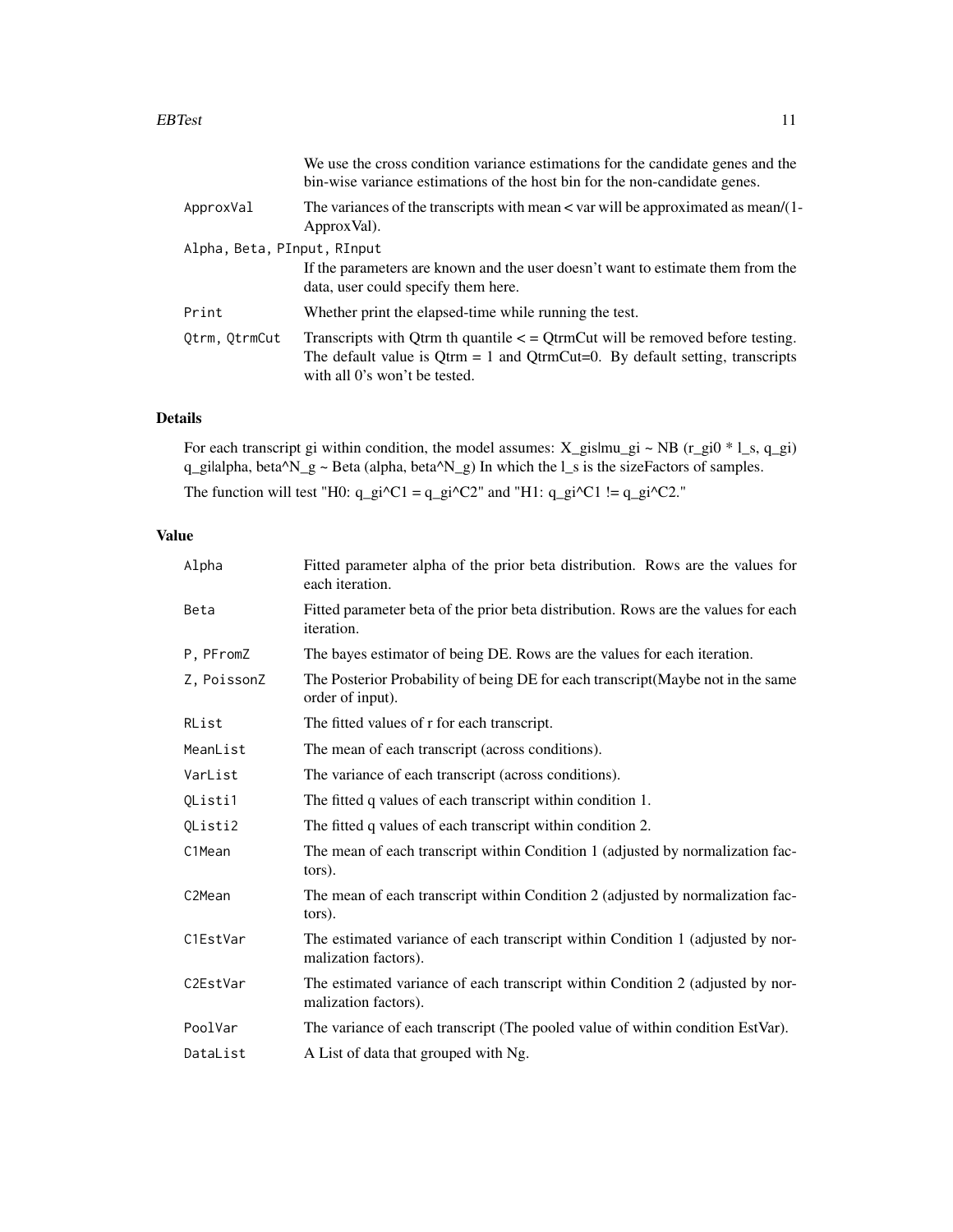We use the cross condition variance estimations for the candidate genes and the bin-wise variance estimations of the host bin for the non-candidate genes.

| | |
|---|---|
| ApproxVal | The variances of the transcripts with mean < var will be approximated as mean/(1-ApproxVal). |
| Alpha, Beta, PInput, RInput | If the parameters are known and the user doesn't want to estimate them from the data, user could specify them here. |
| Print | Whether print the elapsed-time while running the test. |
| Qtrm, QtrmCut | Transcripts with Qtrm th quantile < = QtrmCut will be removed before testing. The default value is Qtrm = 1 and QtrmCut=0. By default setting, transcripts with all 0's won't be tested. |

## Details

For each transcript gi within condition, the model assumes: X_gis|mu_gi ~ NB (r_gi0 * l_s, q_gi) q_gi|alpha, beta^N_g ~ Beta (alpha, beta^N_g) In which the l_s is the sizeFactors of samples.

The function will test "H0: q_gi^C1 = q_gi^C2" and "H1: q_gi^C1 != q_gi^C2."

## Value

| | |
|---|---|
| Alpha | Fitted parameter alpha of the prior beta distribution. Rows are the values for each iteration. |
| Beta | Fitted parameter beta of the prior beta distribution. Rows are the values for each iteration. |
| P, PFromZ | The bayes estimator of being DE. Rows are the values for each iteration. |
| Z, PoissonZ | The Posterior Probability of being DE for each transcript(Maybe not in the same order of input). |
| RList | The fitted values of r for each transcript. |
| MeanList | The mean of each transcript (across conditions). |
| VarList | The variance of each transcript (across conditions). |
| QListi1 | The fitted q values of each transcript within condition 1. |
| QListi2 | The fitted q values of each transcript within condition 2. |
| C1Mean | The mean of each transcript within Condition 1 (adjusted by normalization factors). |
| C2Mean | The mean of each transcript within Condition 2 (adjusted by normalization factors). |
| C1EstVar | The estimated variance of each transcript within Condition 1 (adjusted by normalization factors). |
| C2EstVar | The estimated variance of each transcript within Condition 2 (adjusted by normalization factors). |
| PoolVar | The variance of each transcript (The pooled value of within condition EstVar). |
| DataList | A List of data that grouped with Ng. |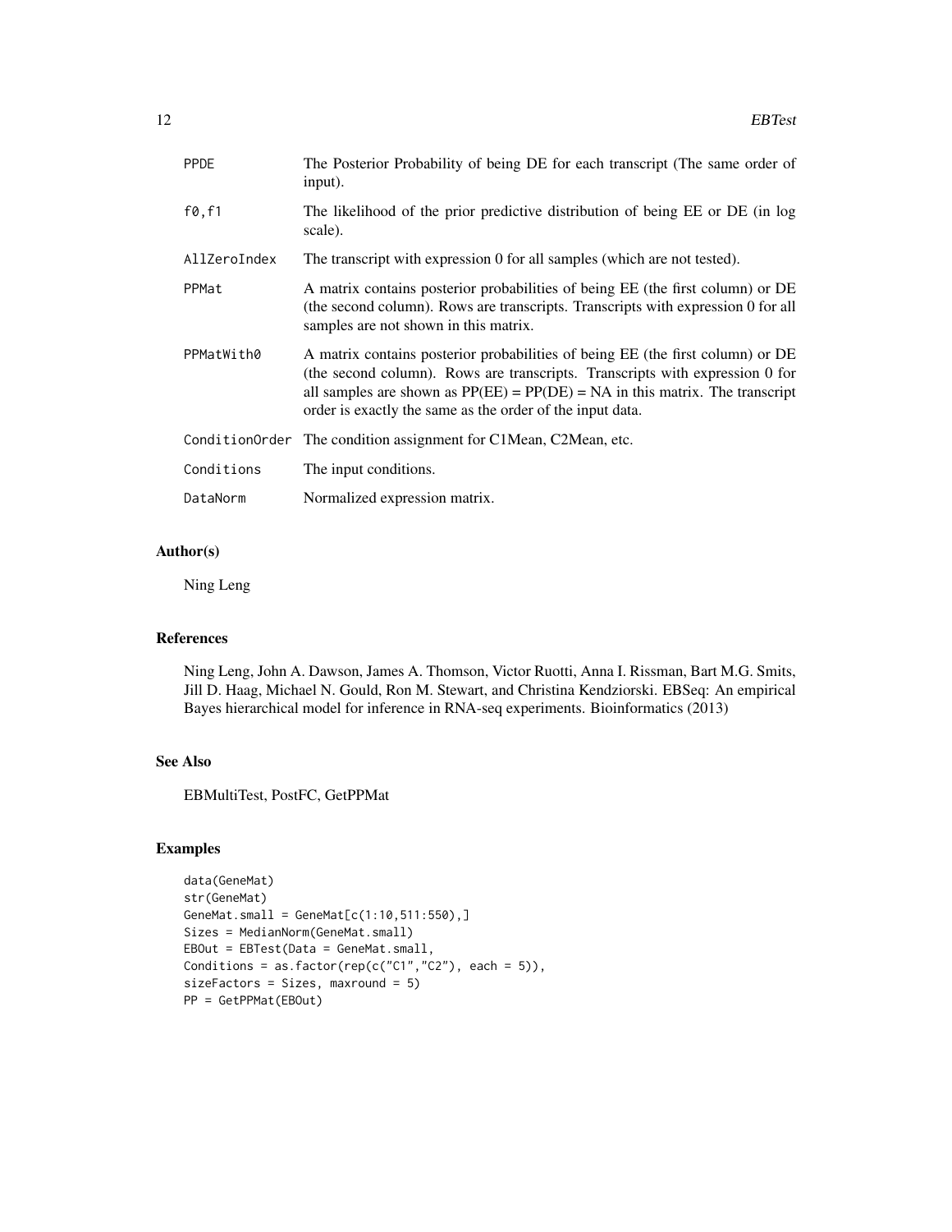| | |
|---|---|
| PPDE | The Posterior Probability of being DE for each transcript (The same order of input). |
| f0,f1 | The likelihood of the prior predictive distribution of being EE or DE (in log scale). |
| AllZeroIndex | The transcript with expression 0 for all samples (which are not tested). |
| PPMat | A matrix contains posterior probabilities of being EE (the first column) or DE (the second column). Rows are transcripts. Transcripts with expression 0 for all samples are not shown in this matrix. |
| PPMatWith0 | A matrix contains posterior probabilities of being EE (the first column) or DE (the second column). Rows are transcripts. Transcripts with expression 0 for all samples are shown as PP(EE) = PP(DE) = NA in this matrix. The transcript order is exactly the same as the order of the input data. |
| ConditionOrder | The condition assignment for C1Mean, C2Mean, etc. |
| Conditions | The input conditions. |
| DataNorm | Normalized expression matrix. |

## Author(s)

Ning Leng

## References

Ning Leng, John A. Dawson, James A. Thomson, Victor Ruotti, Anna I. Rissman, Bart M.G. Smits, Jill D. Haag, Michael N. Gould, Ron M. Stewart, and Christina Kendziorski. EBSeq: An empirical Bayes hierarchical model for inference in RNA-seq experiments. Bioinformatics (2013)

## See Also

EBMultiTest, PostFC, GetPPMat

## Examples

```
data(GeneMat)
str(GeneMat)
GeneMat.small = GeneMat[c(1:10,511:550),]
Sizes = MedianNorm(GeneMat.small)
EBOut = EBTest(Data = GeneMat.small,
Conditions = as.factor(rep(c("C1","C2"), each = 5)),
sizeFactors = Sizes, maxround = 5)
PP = GetPPMat(EBOut)
```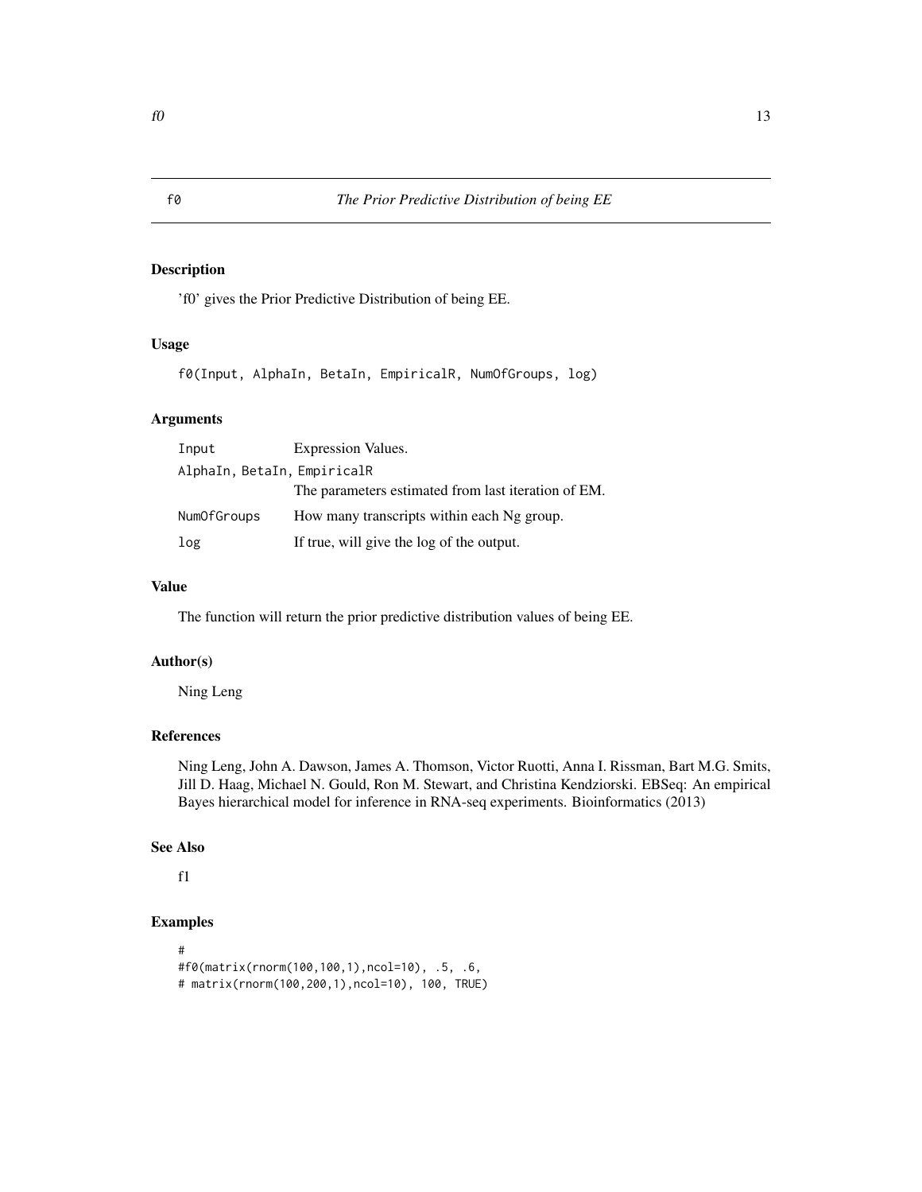## f0 — *The Prior Predictive Distribution of being EE*

### Description

'f0' gives the Prior Predictive Distribution of being EE.

### Usage

```
f0(Input, AlphaIn, BetaIn, EmpiricalR, NumOfGroups, log)
```

### Arguments

| | |
|---|---|
| Input | Expression Values. |
| AlphaIn, BetaIn, EmpiricalR | The parameters estimated from last iteration of EM. |
| NumOfGroups | How many transcripts within each Ng group. |
| log | If true, will give the log of the output. |

### Value

The function will return the prior predictive distribution values of being EE.

### Author(s)

Ning Leng

### References

Ning Leng, John A. Dawson, James A. Thomson, Victor Ruotti, Anna I. Rissman, Bart M.G. Smits, Jill D. Haag, Michael N. Gould, Ron M. Stewart, and Christina Kendziorski. EBSeq: An empirical Bayes hierarchical model for inference in RNA-seq experiments. Bioinformatics (2013)

### See Also

f1

### Examples

```
#
#f0(matrix(rnorm(100,100,1),ncol=10), .5, .6,
# matrix(rnorm(100,200,1),ncol=10), 100, TRUE)
```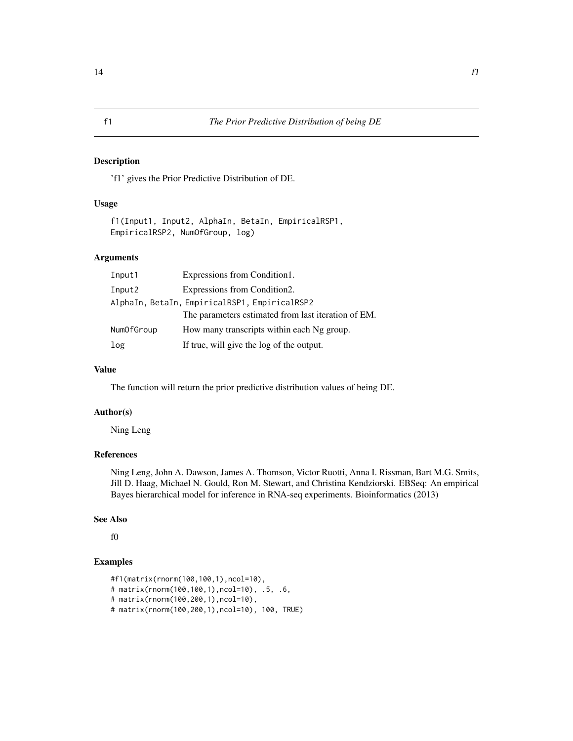# f1 — The Prior Predictive Distribution of being DE

## Description

'f1' gives the Prior Predictive Distribution of DE.

## Usage

```
f1(Input1, Input2, AlphaIn, BetaIn, EmpiricalRSP1,
EmpiricalRSP2, NumOfGroup, log)
```

## Arguments

| | |
|---|---|
| Input1 | Expressions from Condition1. |
| Input2 | Expressions from Condition2. |
| AlphaIn, BetaIn, EmpiricalRSP1, EmpiricalRSP2 | The parameters estimated from last iteration of EM. |
| NumOfGroup | How many transcripts within each Ng group. |
| log | If true, will give the log of the output. |

## Value

The function will return the prior predictive distribution values of being DE.

## Author(s)

Ning Leng

## References

Ning Leng, John A. Dawson, James A. Thomson, Victor Ruotti, Anna I. Rissman, Bart M.G. Smits, Jill D. Haag, Michael N. Gould, Ron M. Stewart, and Christina Kendziorski. EBSeq: An empirical Bayes hierarchical model for inference in RNA-seq experiments. Bioinformatics (2013)

## See Also

f0

## Examples

```
#f1(matrix(rnorm(100,100,1),ncol=10),
# matrix(rnorm(100,100,1),ncol=10), .5, .6,
# matrix(rnorm(100,200,1),ncol=10),
# matrix(rnorm(100,200,1),ncol=10), 100, TRUE)
```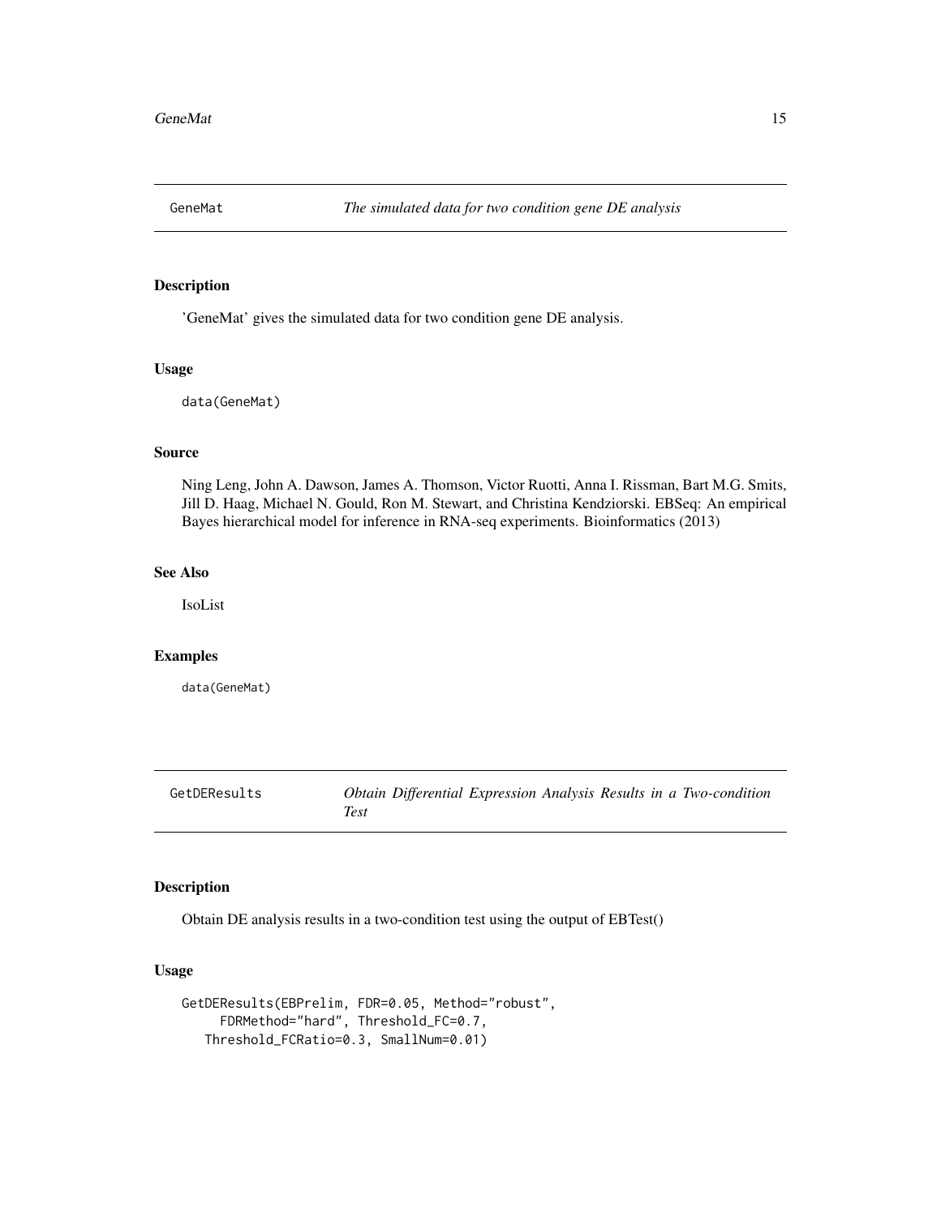## GeneMat — *The simulated data for two condition gene DE analysis*

### Description

'GeneMat' gives the simulated data for two condition gene DE analysis.

### Usage

```
data(GeneMat)
```

### Source

Ning Leng, John A. Dawson, James A. Thomson, Victor Ruotti, Anna I. Rissman, Bart M.G. Smits, Jill D. Haag, Michael N. Gould, Ron M. Stewart, and Christina Kendziorski. EBSeq: An empirical Bayes hierarchical model for inference in RNA-seq experiments. Bioinformatics (2013)

### See Also

IsoList

### Examples

```
data(GeneMat)
```

## GetDEResults — *Obtain Differential Expression Analysis Results in a Two-condition Test*

### Description

Obtain DE analysis results in a two-condition test using the output of EBTest()

### Usage

```
GetDEResults(EBPrelim, FDR=0.05, Method="robust",
     FDRMethod="hard", Threshold_FC=0.7,
   Threshold_FCRatio=0.3, SmallNum=0.01)
```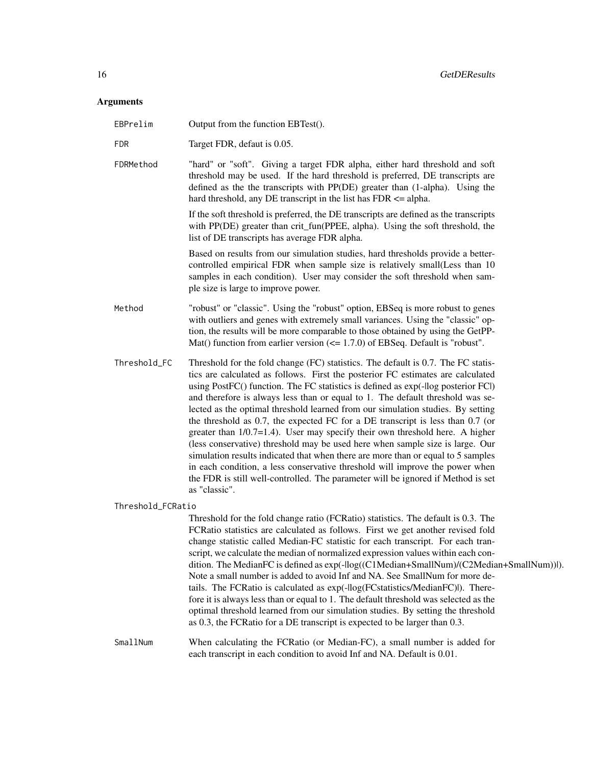## Arguments

**EBPrelim** Output from the function EBTest().

**FDR** Target FDR, defaut is 0.05.

**FDRMethod** "hard" or "soft". Giving a target FDR alpha, either hard threshold and soft threshold may be used. If the hard threshold is preferred, DE transcripts are defined as the the transcripts with PP(DE) greater than (1-alpha). Using the hard threshold, any DE transcript in the list has FDR <= alpha.

If the soft threshold is preferred, the DE transcripts are defined as the transcripts with PP(DE) greater than crit_fun(PPEE, alpha). Using the soft threshold, the list of DE transcripts has average FDR alpha.

Based on results from our simulation studies, hard thresholds provide a better-controlled empirical FDR when sample size is relatively small(Less than 10 samples in each condition). User may consider the soft threshold when sample size is large to improve power.

**Method** "robust" or "classic". Using the "robust" option, EBSeq is more robust to genes with outliers and genes with extremely small variances. Using the "classic" option, the results will be more comparable to those obtained by using the GetPPMat() function from earlier version (<= 1.7.0) of EBSeq. Default is "robust".

**Threshold_FC** Threshold for the fold change (FC) statistics. The default is 0.7. The FC statistics are calculated as follows. First the posterior FC estimates are calculated using PostFC() function. The FC statistics is defined as exp(-|log posterior FC|) and therefore is always less than or equal to 1. The default threshold was selected as the optimal threshold learned from our simulation studies. By setting the threshold as 0.7, the expected FC for a DE transcript is less than 0.7 (or greater than 1/0.7=1.4). User may specify their own threshold here. A higher (less conservative) threshold may be used here when sample size is large. Our simulation results indicated that when there are more than or equal to 5 samples in each condition, a less conservative threshold will improve the power when the FDR is still well-controlled. The parameter will be ignored if Method is set as "classic".

**Threshold_FCRatio** Threshold for the fold change ratio (FCRatio) statistics. The default is 0.3. The FCRatio statistics are calculated as follows. First we get another revised fold change statistic called Median-FC statistic for each transcript. For each transcript, we calculate the median of normalized expression values within each condition. The MedianFC is defined as exp(-|log((C1Median+SmallNum)/(C2Median+SmallNum))|). Note a small number is added to avoid Inf and NA. See SmallNum for more details. The FCRatio is calculated as exp(-|log(FCstatistics/MedianFC)|). Therefore it is always less than or equal to 1. The default threshold was selected as the optimal threshold learned from our simulation studies. By setting the threshold as 0.3, the FCRatio for a DE transcript is expected to be larger than 0.3.

**SmallNum** When calculating the FCRatio (or Median-FC), a small number is added for each transcript in each condition to avoid Inf and NA. Default is 0.01.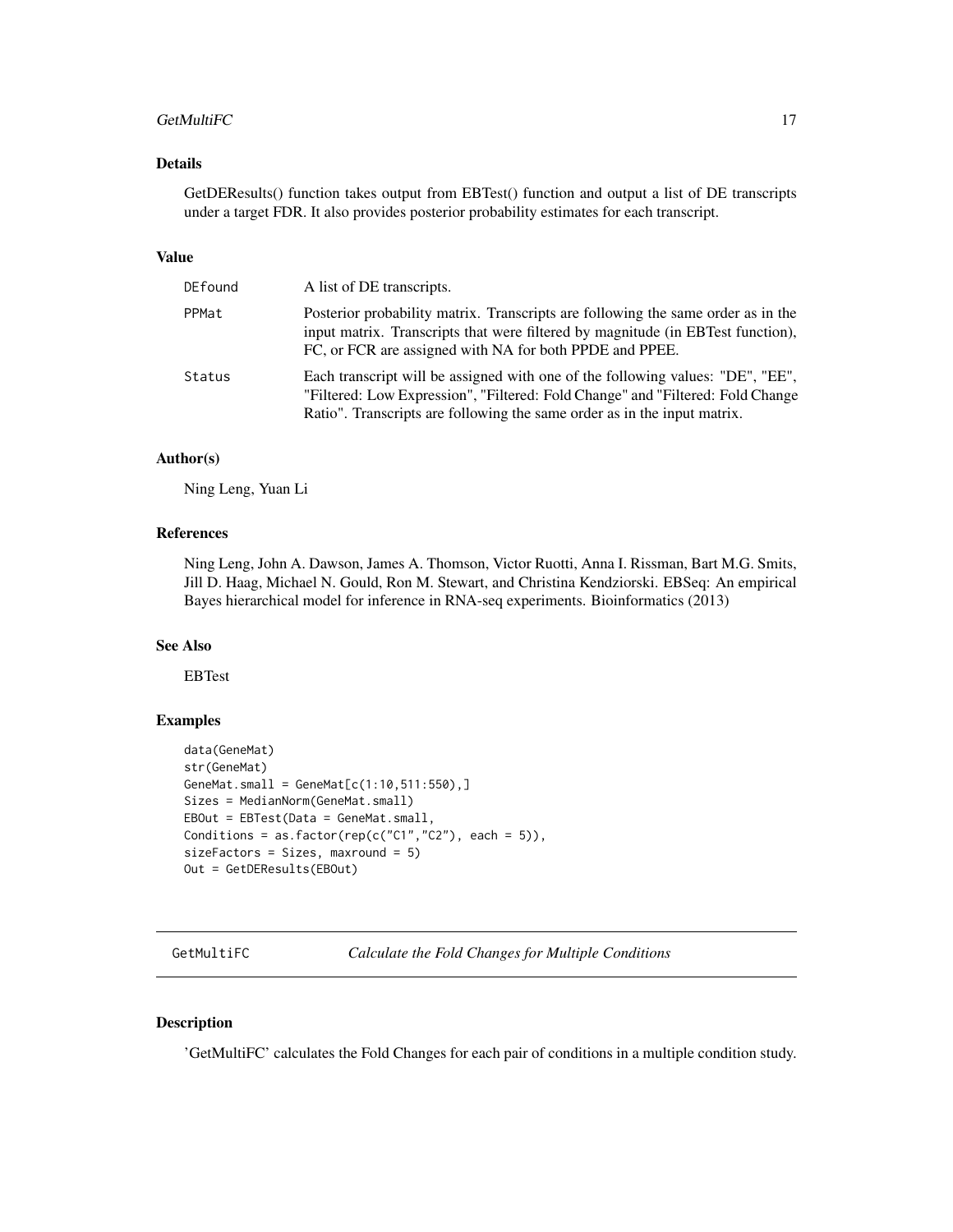### Details

GetDEResults() function takes output from EBTest() function and output a list of DE transcripts under a target FDR. It also provides posterior probability estimates for each transcript.

### Value

| | |
|---|---|
| DEfound | A list of DE transcripts. |
| PPMat | Posterior probability matrix. Transcripts are following the same order as in the input matrix. Transcripts that were filtered by magnitude (in EBTest function), FC, or FCR are assigned with NA for both PPDE and PPEE. |
| Status | Each transcript will be assigned with one of the following values: "DE", "EE", "Filtered: Low Expression", "Filtered: Fold Change" and "Filtered: Fold Change Ratio". Transcripts are following the same order as in the input matrix. |

### Author(s)

Ning Leng, Yuan Li

### References

Ning Leng, John A. Dawson, James A. Thomson, Victor Ruotti, Anna I. Rissman, Bart M.G. Smits, Jill D. Haag, Michael N. Gould, Ron M. Stewart, and Christina Kendziorski. EBSeq: An empirical Bayes hierarchical model for inference in RNA-seq experiments. Bioinformatics (2013)

### See Also

EBTest

### Examples

```
data(GeneMat)
str(GeneMat)
GeneMat.small = GeneMat[c(1:10,511:550),]
Sizes = MedianNorm(GeneMat.small)
EBOut = EBTest(Data = GeneMat.small,
Conditions = as.factor(rep(c("C1","C2"), each = 5)),
sizeFactors = Sizes, maxround = 5)
Out = GetDEResults(EBOut)
```

---

## GetMultiFC — *Calculate the Fold Changes for Multiple Conditions*

### Description

'GetMultiFC' calculates the Fold Changes for each pair of conditions in a multiple condition study.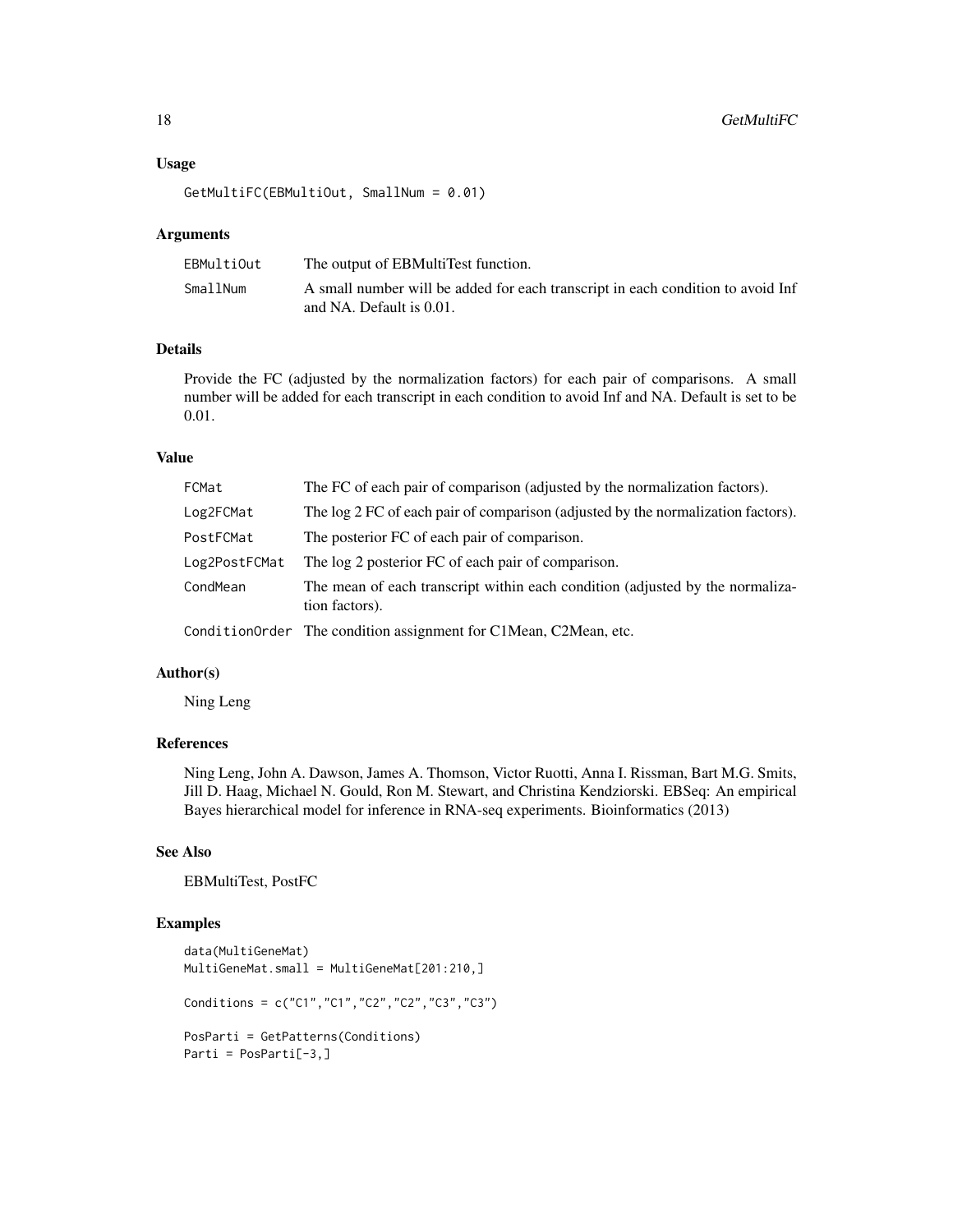## Usage

```
GetMultiFC(EBMultiOut, SmallNum = 0.01)
```

## Arguments

| | |
|---|---|
| EBMultiOut | The output of EBMultiTest function. |
| SmallNum | A small number will be added for each transcript in each condition to avoid Inf and NA. Default is 0.01. |

## Details

Provide the FC (adjusted by the normalization factors) for each pair of comparisons. A small number will be added for each transcript in each condition to avoid Inf and NA. Default is set to be 0.01.

## Value

| | |
|---|---|
| FCMat | The FC of each pair of comparison (adjusted by the normalization factors). |
| Log2FCMat | The log 2 FC of each pair of comparison (adjusted by the normalization factors). |
| PostFCMat | The posterior FC of each pair of comparison. |
| Log2PostFCMat | The log 2 posterior FC of each pair of comparison. |
| CondMean | The mean of each transcript within each condition (adjusted by the normalization factors). |
| ConditionOrder | The condition assignment for C1Mean, C2Mean, etc. |

## Author(s)

Ning Leng

## References

Ning Leng, John A. Dawson, James A. Thomson, Victor Ruotti, Anna I. Rissman, Bart M.G. Smits, Jill D. Haag, Michael N. Gould, Ron M. Stewart, and Christina Kendziorski. EBSeq: An empirical Bayes hierarchical model for inference in RNA-seq experiments. Bioinformatics (2013)

## See Also

EBMultiTest, PostFC

## Examples

```
data(MultiGeneMat)
MultiGeneMat.small = MultiGeneMat[201:210,]

Conditions = c("C1","C1","C2","C2","C3","C3")

PosParti = GetPatterns(Conditions)
Parti = PosParti[-3,]
```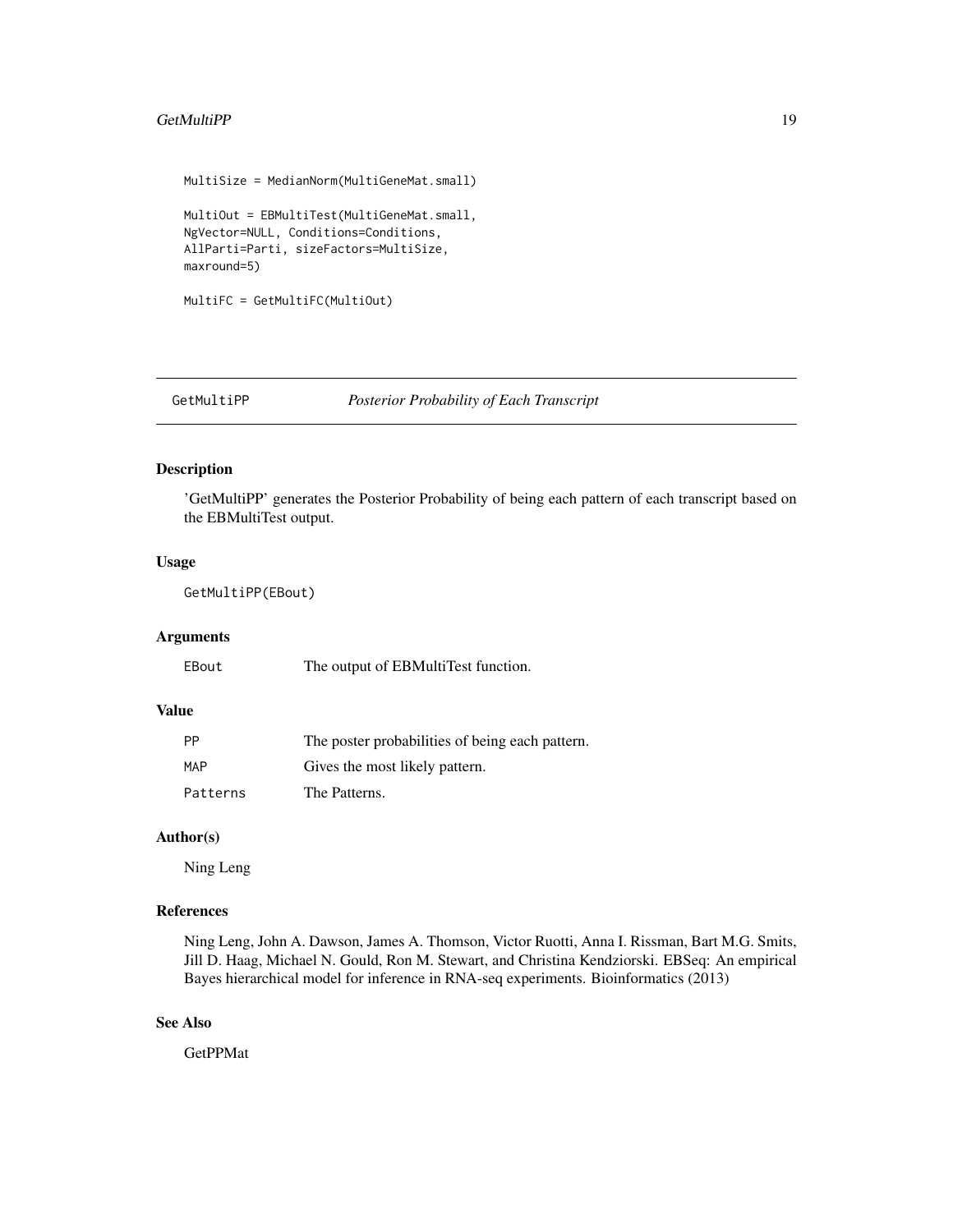```
MultiSize = MedianNorm(MultiGeneMat.small)

MultiOut = EBMultiTest(MultiGeneMat.small,
NgVector=NULL, Conditions=Conditions,
AllParti=Parti, sizeFactors=MultiSize,
maxround=5)

MultiFC = GetMultiFC(MultiOut)
```

## GetMultiPP *Posterior Probability of Each Transcript*

### Description

'GetMultiPP' generates the Posterior Probability of being each pattern of each transcript based on the EBMultiTest output.

### Usage

```
GetMultiPP(EBout)
```

### Arguments

| | |
|---|---|
| `EBout` | The output of EBMultiTest function. |

### Value

| | |
|---|---|
| `PP` | The poster probabilities of being each pattern. |
| `MAP` | Gives the most likely pattern. |
| `Patterns` | The Patterns. |

### Author(s)

Ning Leng

### References

Ning Leng, John A. Dawson, James A. Thomson, Victor Ruotti, Anna I. Rissman, Bart M.G. Smits, Jill D. Haag, Michael N. Gould, Ron M. Stewart, and Christina Kendziorski. EBSeq: An empirical Bayes hierarchical model for inference in RNA-seq experiments. Bioinformatics (2013)

### See Also

GetPPMat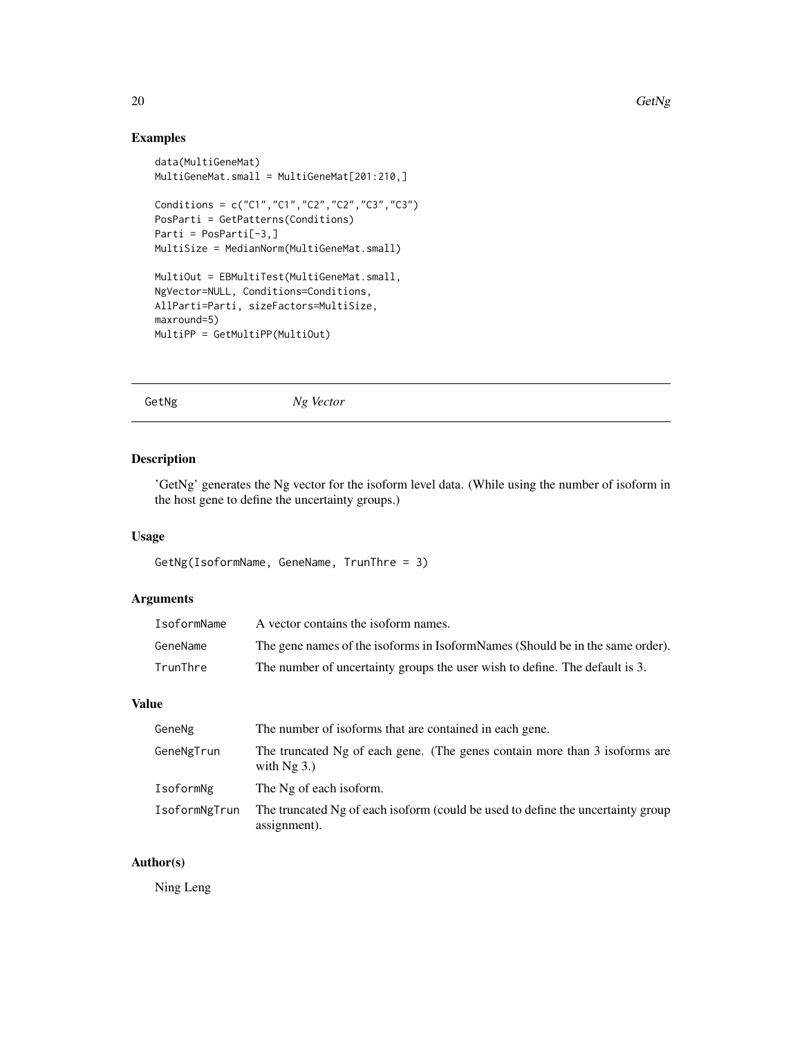## Examples

```
data(MultiGeneMat)
MultiGeneMat.small = MultiGeneMat[201:210,]

Conditions = c("C1","C1","C2","C2","C3","C3")
PosParti = GetPatterns(Conditions)
Parti = PosParti[-3,]
MultiSize = MedianNorm(MultiGeneMat.small)

MultiOut = EBMultiTest(MultiGeneMat.small,
NgVector=NULL, Conditions=Conditions,
AllParti=Parti, sizeFactors=MultiSize,
maxround=5)
MultiPP = GetMultiPP(MultiOut)
```

---

# GetNg *Ng Vector*

---

## Description

'GetNg' generates the Ng vector for the isoform level data. (While using the number of isoform in the host gene to define the uncertainty groups.)

## Usage

```
GetNg(IsoformName, GeneName, TrunThre = 3)
```

## Arguments

| | |
|---|---|
| IsoformName | A vector contains the isoform names. |
| GeneName | The gene names of the isoforms in IsoformNames (Should be in the same order). |
| TrunThre | The number of uncertainty groups the user wish to define. The default is 3. |

## Value

| | |
|---|---|
| GeneNg | The number of isoforms that are contained in each gene. |
| GeneNgTrun | The truncated Ng of each gene. (The genes contain more than 3 isoforms are with Ng 3.) |
| IsoformNg | The Ng of each isoform. |
| IsoformNgTrun | The truncated Ng of each isoform (could be used to define the uncertainty group assignment). |

## Author(s)

Ning Leng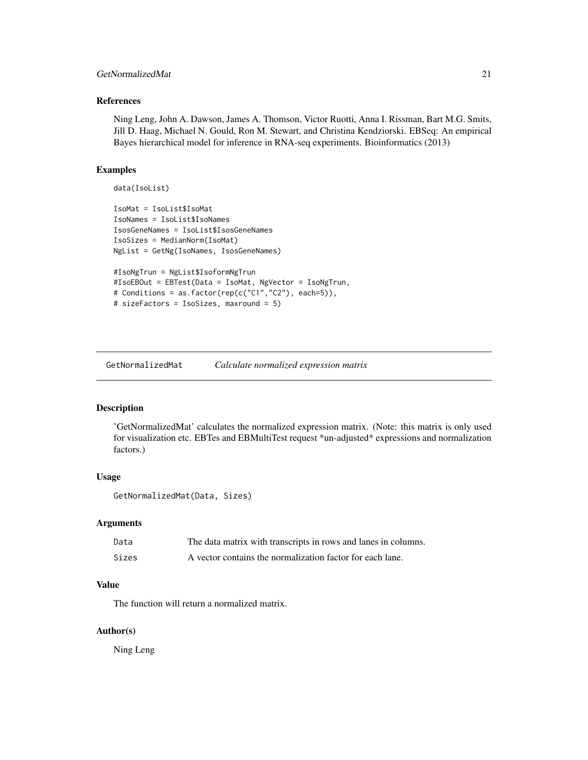### References

Ning Leng, John A. Dawson, James A. Thomson, Victor Ruotti, Anna I. Rissman, Bart M.G. Smits, Jill D. Haag, Michael N. Gould, Ron M. Stewart, and Christina Kendziorski. EBSeq: An empirical Bayes hierarchical model for inference in RNA-seq experiments. Bioinformatics (2013)

### Examples

```
data(IsoList)

IsoMat = IsoList$IsoMat
IsoNames = IsoList$IsoNames
IsosGeneNames = IsoList$IsosGeneNames
IsoSizes = MedianNorm(IsoMat)
NgList = GetNg(IsoNames, IsosGeneNames)

#IsoNgTrun = NgList$IsoformNgTrun
#IsoEBOut = EBTest(Data = IsoMat, NgVector = IsoNgTrun,
# Conditions = as.factor(rep(c("C1","C2"), each=5)),
# sizeFactors = IsoSizes, maxround = 5)
```

---

## GetNormalizedMat *Calculate normalized expression matrix*

### Description

'GetNormalizedMat' calculates the normalized expression matrix. (Note: this matrix is only used for visualization etc. EBTes and EBMultiTest request *un-adjusted* expressions and normalization factors.)

### Usage

```
GetNormalizedMat(Data, Sizes)
```

### Arguments

| | |
|---|---|
| Data | The data matrix with transcripts in rows and lanes in columns. |
| Sizes | A vector contains the normalization factor for each lane. |

### Value

The function will return a normalized matrix.

### Author(s)

Ning Leng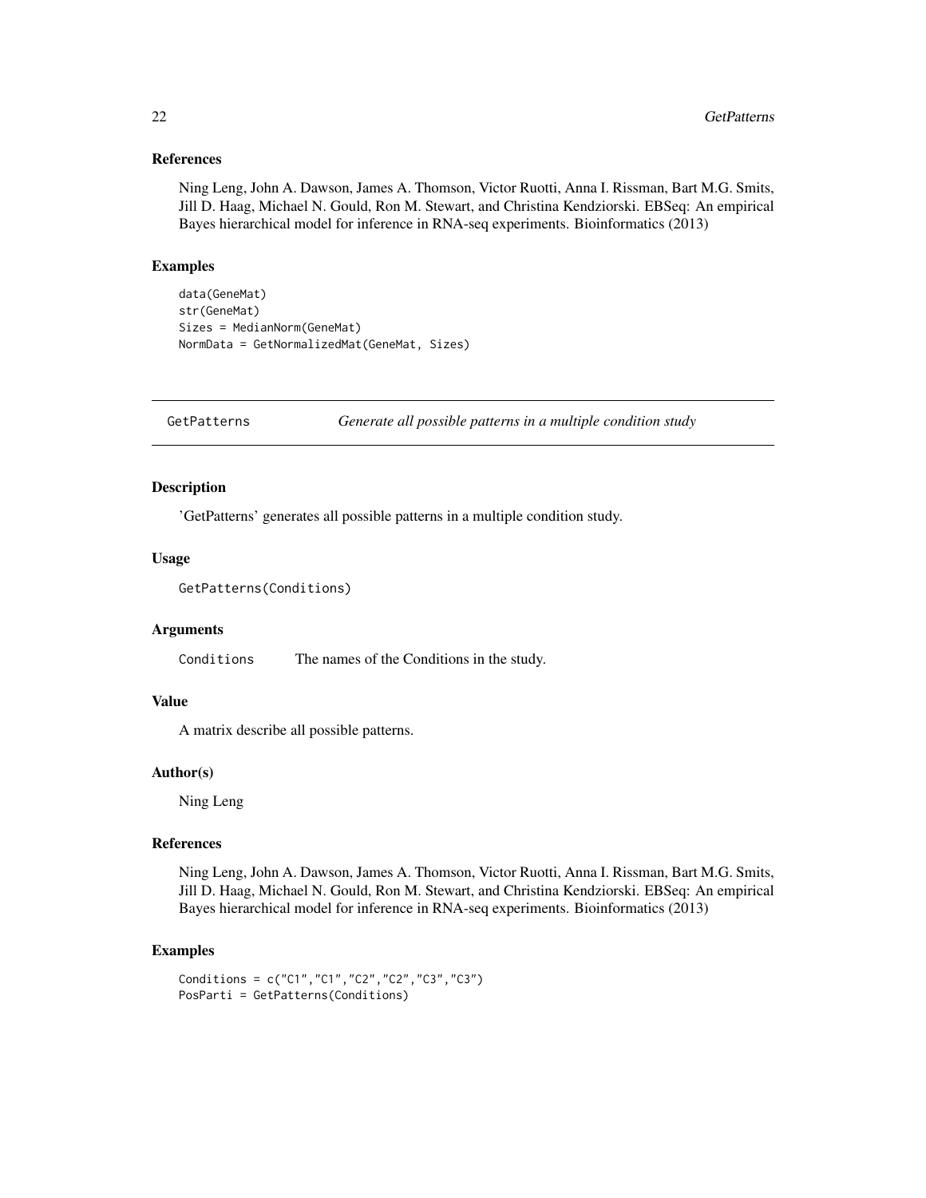### References

Ning Leng, John A. Dawson, James A. Thomson, Victor Ruotti, Anna I. Rissman, Bart M.G. Smits, Jill D. Haag, Michael N. Gould, Ron M. Stewart, and Christina Kendziorski. EBSeq: An empirical Bayes hierarchical model for inference in RNA-seq experiments. Bioinformatics (2013)

### Examples

```
data(GeneMat)
str(GeneMat)
Sizes = MedianNorm(GeneMat)
NormData = GetNormalizedMat(GeneMat, Sizes)
```

---

## GetPatterns — *Generate all possible patterns in a multiple condition study*

---

### Description

'GetPatterns' generates all possible patterns in a multiple condition study.

### Usage

```
GetPatterns(Conditions)
```

### Arguments

| | |
|---|---|
| `Conditions` | The names of the Conditions in the study. |

### Value

A matrix describe all possible patterns.

### Author(s)

Ning Leng

### References

Ning Leng, John A. Dawson, James A. Thomson, Victor Ruotti, Anna I. Rissman, Bart M.G. Smits, Jill D. Haag, Michael N. Gould, Ron M. Stewart, and Christina Kendziorski. EBSeq: An empirical Bayes hierarchical model for inference in RNA-seq experiments. Bioinformatics (2013)

### Examples

```
Conditions = c("C1","C1","C2","C2","C3","C3")
PosParti = GetPatterns(Conditions)
```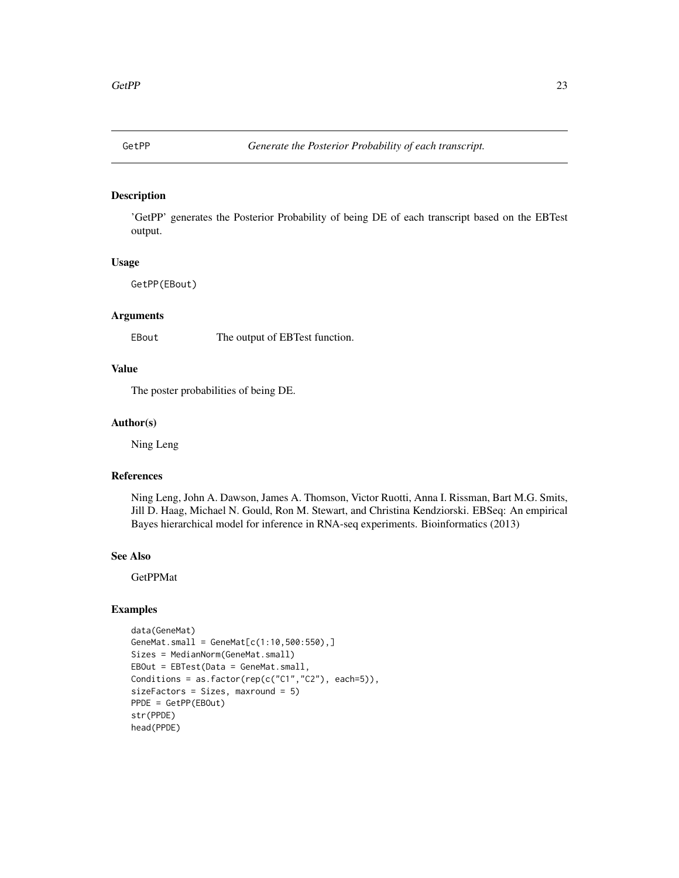# GetPP — *Generate the Posterior Probability of each transcript.*

## Description

'GetPP' generates the Posterior Probability of being DE of each transcript based on the EBTest output.

## Usage

```
GetPP(EBout)
```

## Arguments

| | |
|---|---|
| EBout | The output of EBTest function. |

## Value

The poster probabilities of being DE.

## Author(s)

Ning Leng

## References

Ning Leng, John A. Dawson, James A. Thomson, Victor Ruotti, Anna I. Rissman, Bart M.G. Smits, Jill D. Haag, Michael N. Gould, Ron M. Stewart, and Christina Kendziorski. EBSeq: An empirical Bayes hierarchical model for inference in RNA-seq experiments. Bioinformatics (2013)

## See Also

GetPPMat

## Examples

```
data(GeneMat)
GeneMat.small = GeneMat[c(1:10,500:550),]
Sizes = MedianNorm(GeneMat.small)
EBOut = EBTest(Data = GeneMat.small,
Conditions = as.factor(rep(c("C1","C2"), each=5)),
sizeFactors = Sizes, maxround = 5)
PPDE = GetPP(EBOut)
str(PPDE)
head(PPDE)
```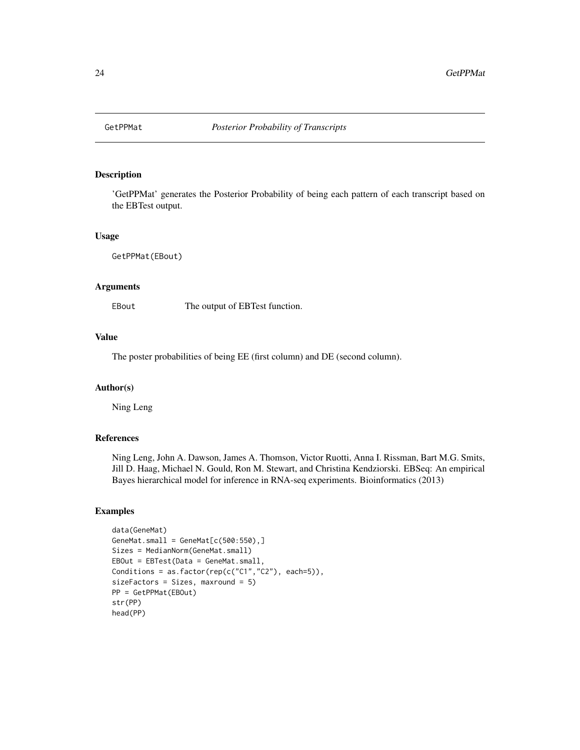# GetPPMat — *Posterior Probability of Transcripts*

## Description

'GetPPMat' generates the Posterior Probability of being each pattern of each transcript based on the EBTest output.

## Usage

```
GetPPMat(EBout)
```

## Arguments

| | |
|---|---|
| EBout | The output of EBTest function. |

## Value

The poster probabilities of being EE (first column) and DE (second column).

## Author(s)

Ning Leng

## References

Ning Leng, John A. Dawson, James A. Thomson, Victor Ruotti, Anna I. Rissman, Bart M.G. Smits, Jill D. Haag, Michael N. Gould, Ron M. Stewart, and Christina Kendziorski. EBSeq: An empirical Bayes hierarchical model for inference in RNA-seq experiments. Bioinformatics (2013)

## Examples

```
data(GeneMat)
GeneMat.small = GeneMat[c(500:550),]
Sizes = MedianNorm(GeneMat.small)
EBOut = EBTest(Data = GeneMat.small,
Conditions = as.factor(rep(c("C1","C2"), each=5)),
sizeFactors = Sizes, maxround = 5)
PP = GetPPMat(EBOut)
str(PP)
head(PP)
```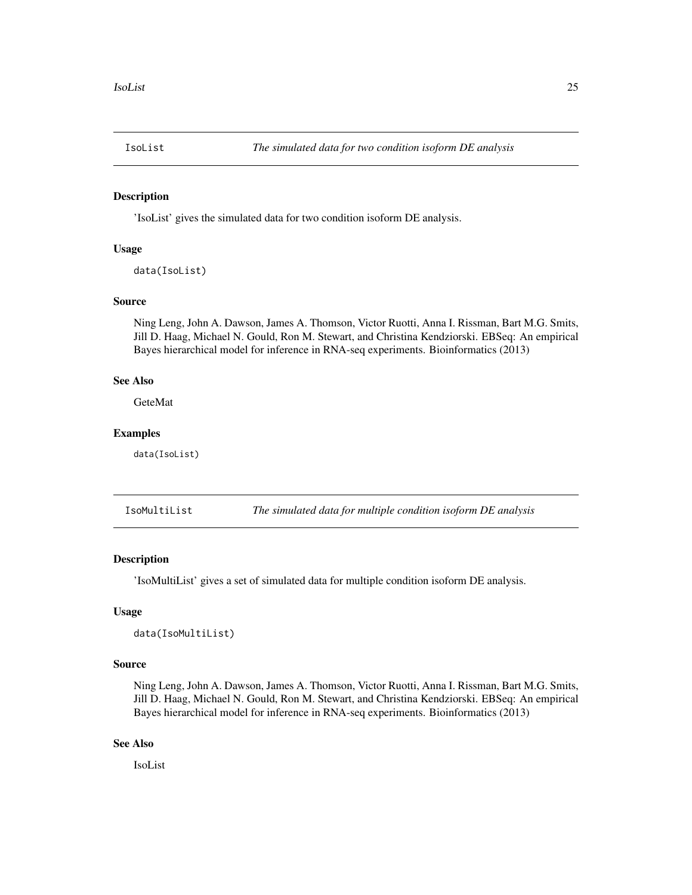## IsoList — *The simulated data for two condition isoform DE analysis*

### Description

'IsoList' gives the simulated data for two condition isoform DE analysis.

### Usage

```
data(IsoList)
```

### Source

Ning Leng, John A. Dawson, James A. Thomson, Victor Ruotti, Anna I. Rissman, Bart M.G. Smits, Jill D. Haag, Michael N. Gould, Ron M. Stewart, and Christina Kendziorski. EBSeq: An empirical Bayes hierarchical model for inference in RNA-seq experiments. Bioinformatics (2013)

### See Also

GeteMat

### Examples

```
data(IsoList)
```

## IsoMultiList — *The simulated data for multiple condition isoform DE analysis*

### Description

'IsoMultiList' gives a set of simulated data for multiple condition isoform DE analysis.

### Usage

```
data(IsoMultiList)
```

### Source

Ning Leng, John A. Dawson, James A. Thomson, Victor Ruotti, Anna I. Rissman, Bart M.G. Smits, Jill D. Haag, Michael N. Gould, Ron M. Stewart, and Christina Kendziorski. EBSeq: An empirical Bayes hierarchical model for inference in RNA-seq experiments. Bioinformatics (2013)

### See Also

IsoList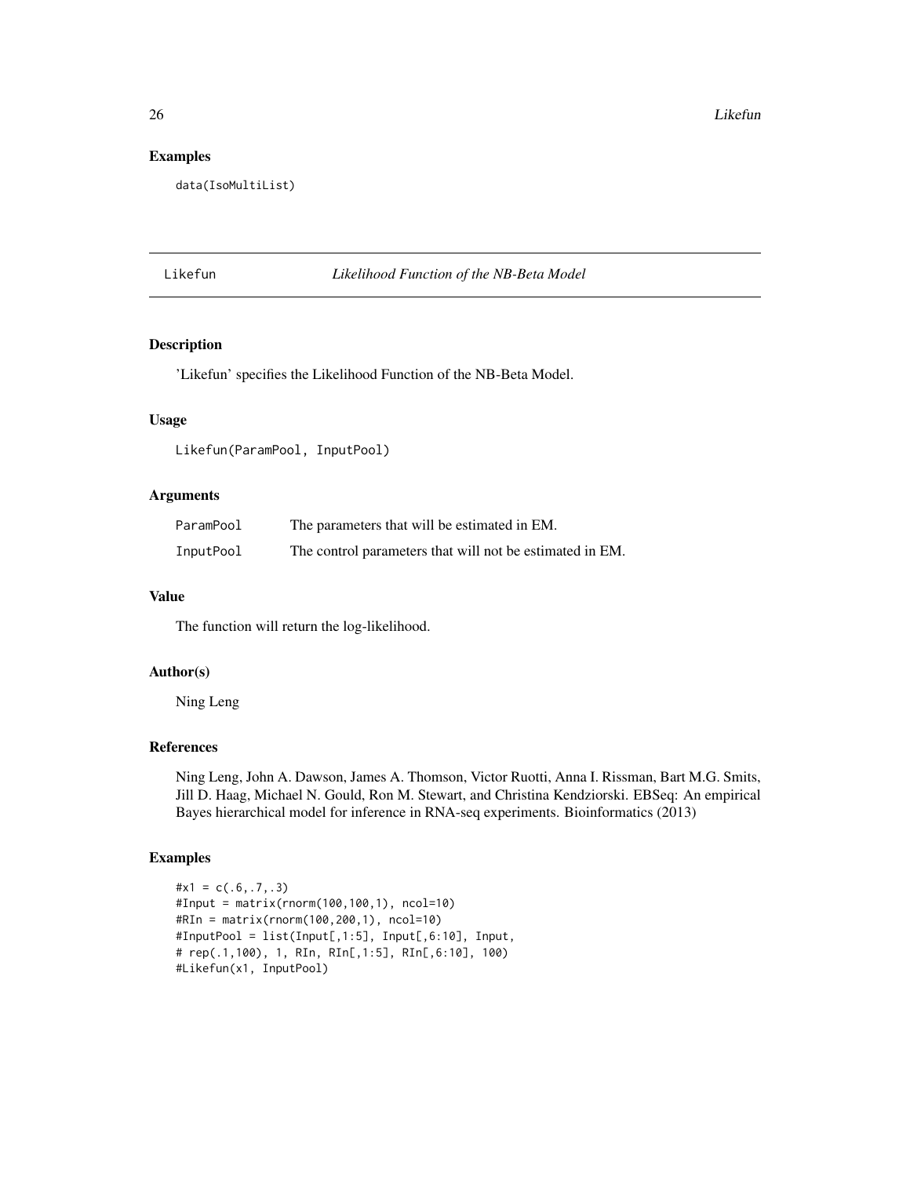## Examples

```
data(IsoMultiList)
```

---

Likefun *Likelihood Function of the NB-Beta Model*

---

### Description

'Likefun' specifies the Likelihood Function of the NB-Beta Model.

### Usage

```
Likefun(ParamPool, InputPool)
```

### Arguments

| | |
|---|---|
| ParamPool | The parameters that will be estimated in EM. |
| InputPool | The control parameters that will not be estimated in EM. |

### Value

The function will return the log-likelihood.

### Author(s)

Ning Leng

### References

Ning Leng, John A. Dawson, James A. Thomson, Victor Ruotti, Anna I. Rissman, Bart M.G. Smits, Jill D. Haag, Michael N. Gould, Ron M. Stewart, and Christina Kendziorski. EBSeq: An empirical Bayes hierarchical model for inference in RNA-seq experiments. Bioinformatics (2013)

### Examples

```
#x1 = c(.6,.7,.3)
#Input = matrix(rnorm(100,100,1), ncol=10)
#RIn = matrix(rnorm(100,200,1), ncol=10)
#InputPool = list(Input[,1:5], Input[,6:10], Input,
# rep(.1,100), 1, RIn, RIn[,1:5], RIn[,6:10], 100)
#Likefun(x1, InputPool)
```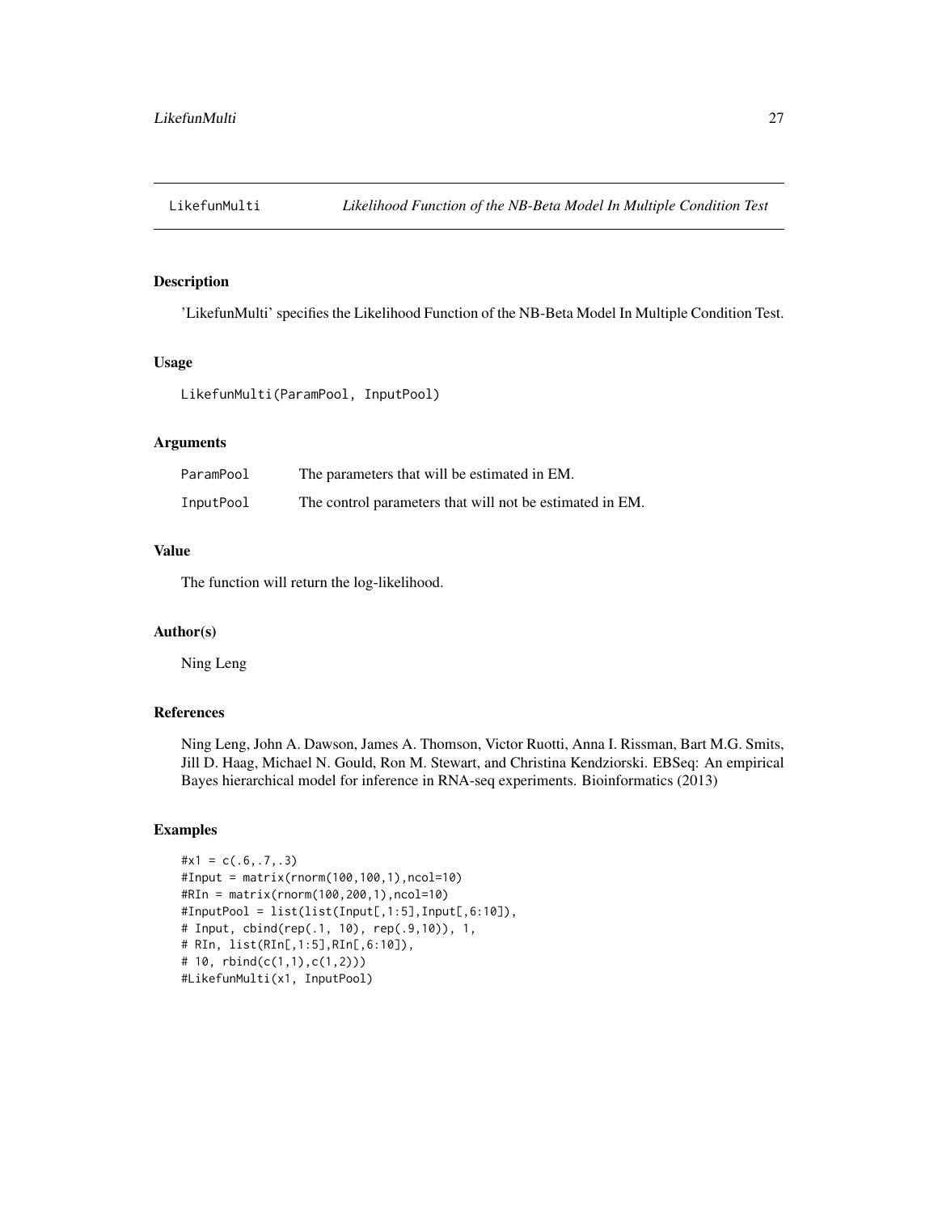LikefunMulti *Likelihood Function of the NB-Beta Model In Multiple Condition Test*

## Description

'LikefunMulti' specifies the Likelihood Function of the NB-Beta Model In Multiple Condition Test.

## Usage

```
LikefunMulti(ParamPool, InputPool)
```

## Arguments

| | |
|---|---|
| ParamPool | The parameters that will be estimated in EM. |
| InputPool | The control parameters that will not be estimated in EM. |

## Value

The function will return the log-likelihood.

## Author(s)

Ning Leng

## References

Ning Leng, John A. Dawson, James A. Thomson, Victor Ruotti, Anna I. Rissman, Bart M.G. Smits, Jill D. Haag, Michael N. Gould, Ron M. Stewart, and Christina Kendziorski. EBSeq: An empirical Bayes hierarchical model for inference in RNA-seq experiments. Bioinformatics (2013)

## Examples

```
#x1 = c(.6,.7,.3)
#Input = matrix(rnorm(100,100,1),ncol=10)
#RIn = matrix(rnorm(100,200,1),ncol=10)
#InputPool = list(list(Input[,1:5],Input[,6:10]),
# Input, cbind(rep(.1, 10), rep(.9,10)), 1,
# RIn, list(RIn[,1:5],RIn[,6:10]),
# 10, rbind(c(1,1),c(1,2)))
#LikefunMulti(x1, InputPool)
```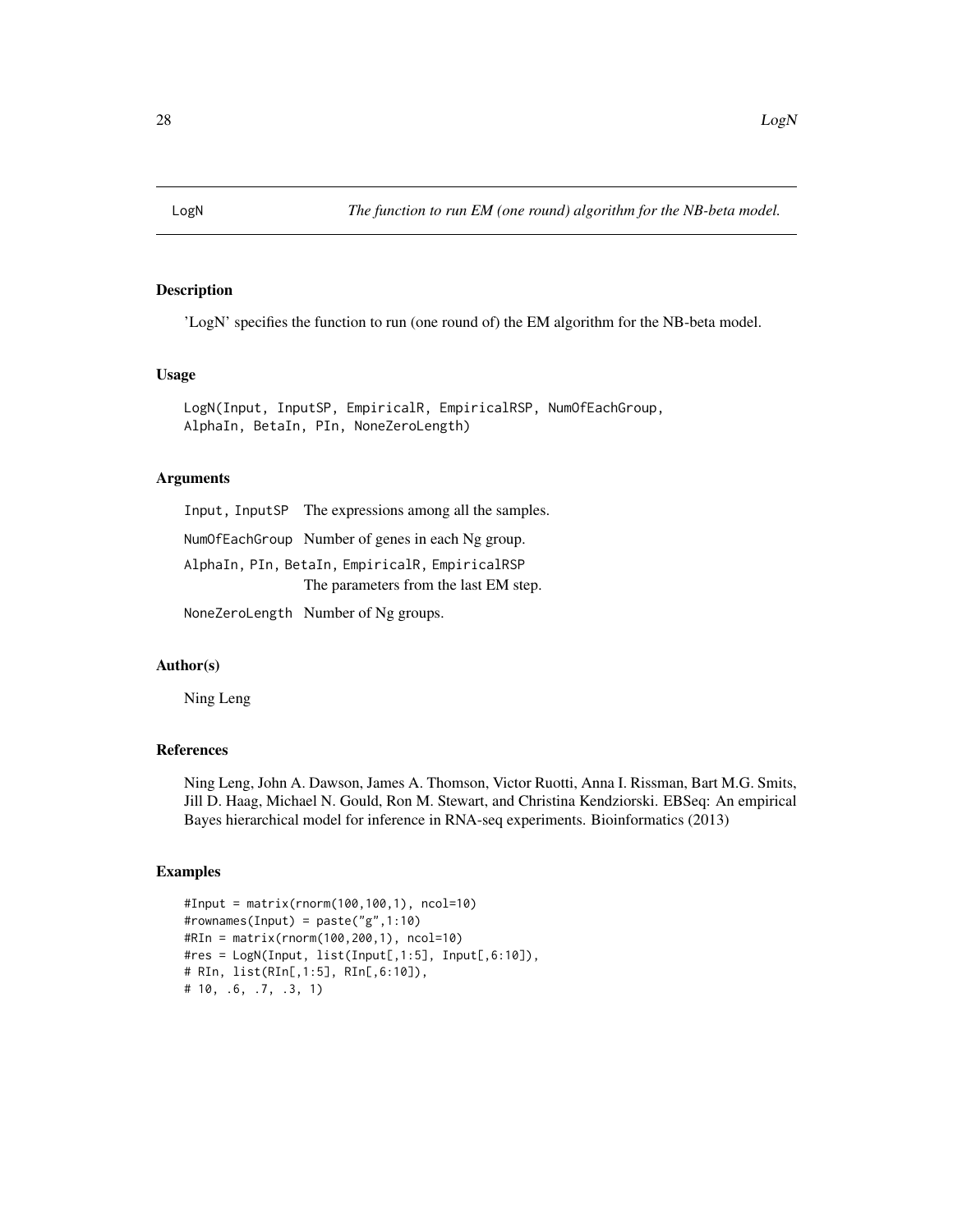## LogN — *The function to run EM (one round) algorithm for the NB-beta model.*

### Description

'LogN' specifies the function to run (one round of) the EM algorithm for the NB-beta model.

### Usage

```
LogN(Input, InputSP, EmpiricalR, EmpiricalRSP, NumOfEachGroup,
AlphaIn, BetaIn, PIn, NoneZeroLength)
```

### Arguments

| | |
|---|---|
| Input, InputSP | The expressions among all the samples. |
| NumOfEachGroup | Number of genes in each Ng group. |
| AlphaIn, PIn, BetaIn, EmpiricalR, EmpiricalRSP | The parameters from the last EM step. |
| NoneZeroLength | Number of Ng groups. |

### Author(s)

Ning Leng

### References

Ning Leng, John A. Dawson, James A. Thomson, Victor Ruotti, Anna I. Rissman, Bart M.G. Smits, Jill D. Haag, Michael N. Gould, Ron M. Stewart, and Christina Kendziorski. EBSeq: An empirical Bayes hierarchical model for inference in RNA-seq experiments. Bioinformatics (2013)

### Examples

```
#Input = matrix(rnorm(100,100,1), ncol=10)
#rownames(Input) = paste("g",1:10)
#RIn = matrix(rnorm(100,200,1), ncol=10)
#res = LogN(Input, list(Input[,1:5], Input[,6:10]),
# RIn, list(RIn[,1:5], RIn[,6:10]),
# 10, .6, .7, .3, 1)
```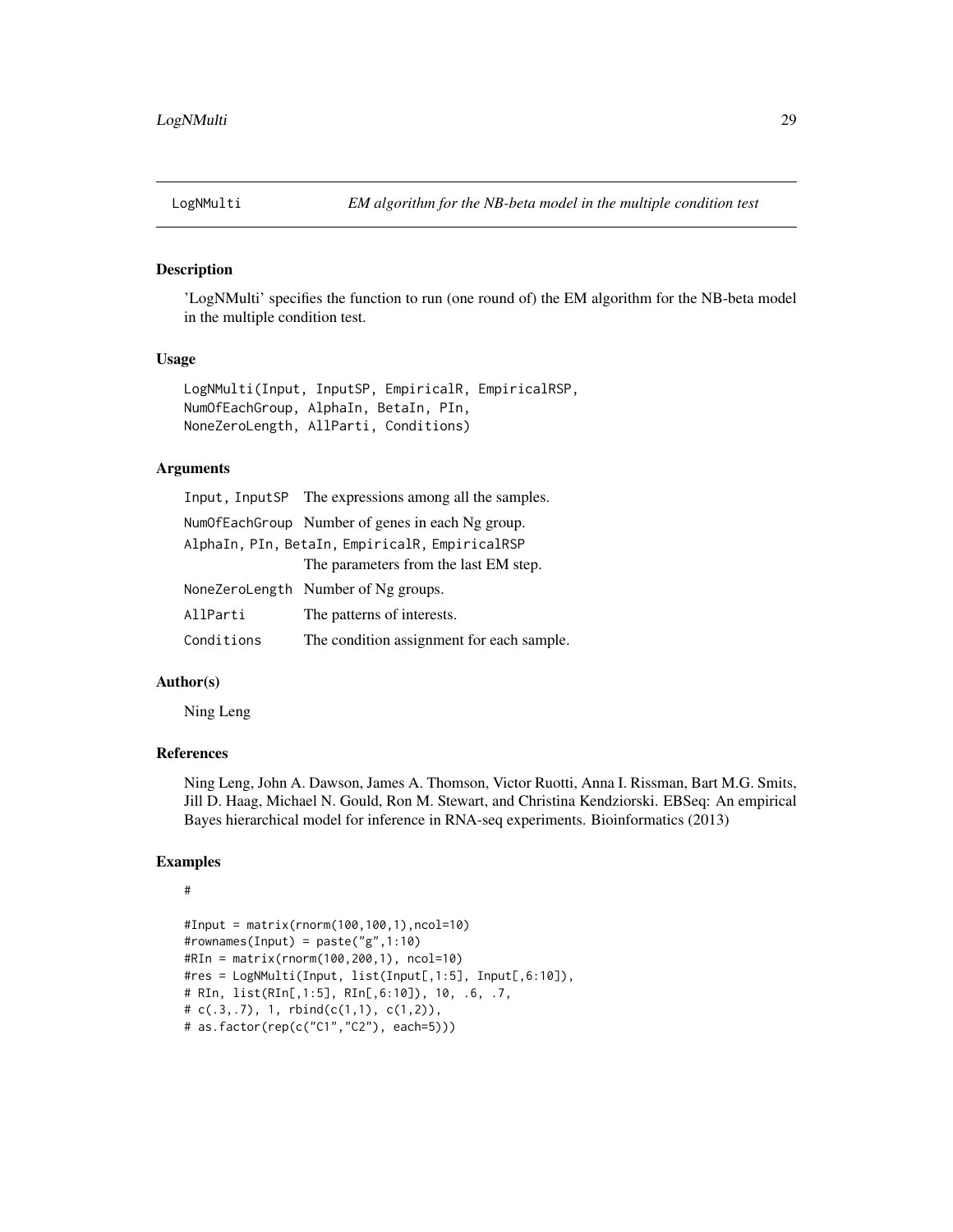# LogNMulti — *EM algorithm for the NB-beta model in the multiple condition test*

### Description

'LogNMulti' specifies the function to run (one round of) the EM algorithm for the NB-beta model in the multiple condition test.

### Usage

```
LogNMulti(Input, InputSP, EmpiricalR, EmpiricalRSP,
NumOfEachGroup, AlphaIn, BetaIn, PIn,
NoneZeroLength, AllParti, Conditions)
```

### Arguments

| Argument | Description |
| --- | --- |
| Input, InputSP | The expressions among all the samples. |
| NumOfEachGroup | Number of genes in each Ng group. |
| AlphaIn, PIn, BetaIn, EmpiricalR, EmpiricalRSP | The parameters from the last EM step. |
| NoneZeroLength | Number of Ng groups. |
| AllParti | The patterns of interests. |
| Conditions | The condition assignment for each sample. |

### Author(s)

Ning Leng

### References

Ning Leng, John A. Dawson, James A. Thomson, Victor Ruotti, Anna I. Rissman, Bart M.G. Smits, Jill D. Haag, Michael N. Gould, Ron M. Stewart, and Christina Kendziorski. EBSeq: An empirical Bayes hierarchical model for inference in RNA-seq experiments. Bioinformatics (2013)

### Examples

```
#

#Input = matrix(rnorm(100,100,1),ncol=10)
#rownames(Input) = paste("g",1:10)
#RIn = matrix(rnorm(100,200,1), ncol=10)
#res = LogNMulti(Input, list(Input[,1:5], Input[,6:10]),
# RIn, list(RIn[,1:5], RIn[,6:10]), 10, .6, .7,
# c(.3,.7), 1, rbind(c(1,1), c(1,2)),
# as.factor(rep(c("C1","C2"), each=5)))
```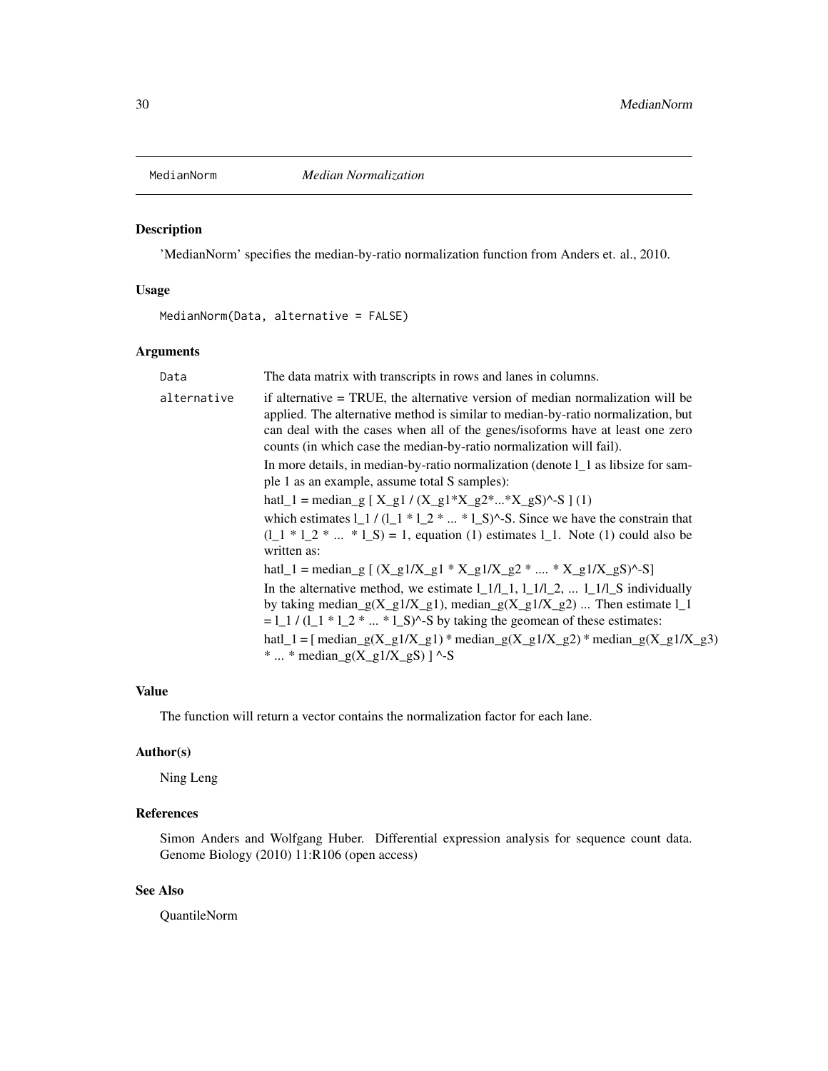# MedianNorm *Median Normalization*

## Description

'MedianNorm' specifies the median-by-ratio normalization function from Anders et. al., 2010.

## Usage

```
MedianNorm(Data, alternative = FALSE)
```

## Arguments

| | |
|---|---|
| Data | The data matrix with transcripts in rows and lanes in columns. |
| alternative | if alternative = TRUE, the alternative version of median normalization will be applied. The alternative method is similar to median-by-ratio normalization, but can deal with the cases when all of the genes/isoforms have at least one zero counts (in which case the median-by-ratio normalization will fail). |

In more details, in median-by-ratio normalization (denote l_1 as libsize for sample 1 as an example, assume total S samples):

hatl_1 = median_g [ X_g1 / (X_g1*X_g2*...*X_gS)^-S ] (1)

which estimates l_1 / (l_1 * l_2 * ... * l_S)^-S. Since we have the constrain that (l_1 * l_2 * ... * l_S) = 1, equation (1) estimates l_1. Note (1) could also be written as:

hatl_1 = median_g [ (X_g1/X_g1 * X_g1/X_g2 * .... * X_g1/X_gS)^-S]

In the alternative method, we estimate l_1/l_1, l_1/l_2, ... l_1/l_S individually by taking median_g(X_g1/X_g1), median_g(X_g1/X_g2) ... Then estimate l_1 = l_1 / (l_1 * l_2 * ... * l_S)^-S by taking the geomean of these estimates:

hatl_1 = [ median_g(X_g1/X_g1) * median_g(X_g1/X_g2) * median_g(X_g1/X_g3) * ... * median_g(X_g1/X_gS) ] ^-S

## Value

The function will return a vector contains the normalization factor for each lane.

## Author(s)

Ning Leng

## References

Simon Anders and Wolfgang Huber. Differential expression analysis for sequence count data. Genome Biology (2010) 11:R106 (open access)

## See Also

QuantileNorm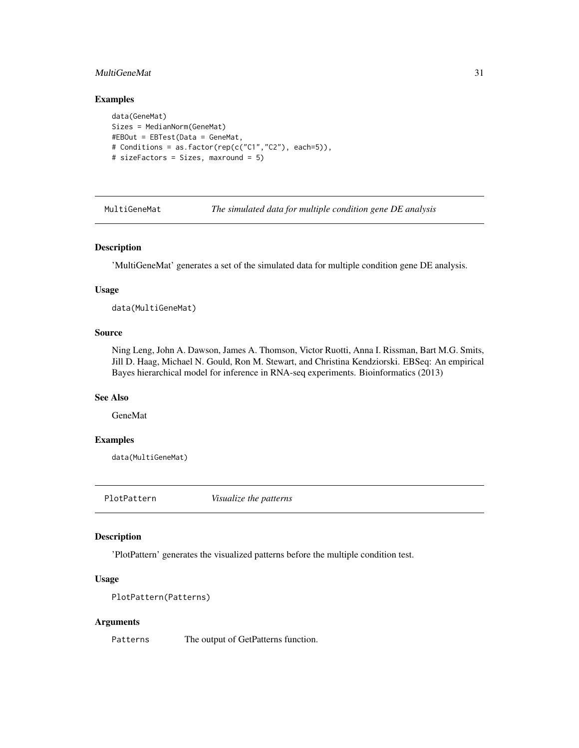### Examples

```
data(GeneMat)
Sizes = MedianNorm(GeneMat)
#EBOut = EBTest(Data = GeneMat,
# Conditions = as.factor(rep(c("C1","C2"), each=5)),
# sizeFactors = Sizes, maxround = 5)
```

---

## MultiGeneMat    *The simulated data for multiple condition gene DE analysis*

---

### Description

'MultiGeneMat' generates a set of the simulated data for multiple condition gene DE analysis.

### Usage

```
data(MultiGeneMat)
```

### Source

Ning Leng, John A. Dawson, James A. Thomson, Victor Ruotti, Anna I. Rissman, Bart M.G. Smits, Jill D. Haag, Michael N. Gould, Ron M. Stewart, and Christina Kendziorski. EBSeq: An empirical Bayes hierarchical model for inference in RNA-seq experiments. Bioinformatics (2013)

### See Also

GeneMat

### Examples

```
data(MultiGeneMat)
```

---

## PlotPattern    *Visualize the patterns*

---

### Description

'PlotPattern' generates the visualized patterns before the multiple condition test.

### Usage

```
PlotPattern(Patterns)
```

### Arguments

| | |
|---|---|
| Patterns | The output of GetPatterns function. |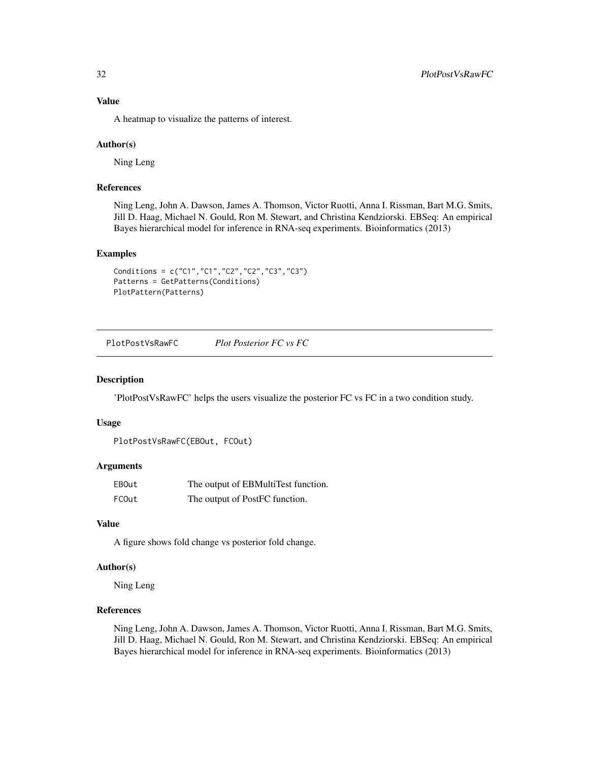### Value

A heatmap to visualize the patterns of interest.

### Author(s)

Ning Leng

### References

Ning Leng, John A. Dawson, James A. Thomson, Victor Ruotti, Anna I. Rissman, Bart M.G. Smits, Jill D. Haag, Michael N. Gould, Ron M. Stewart, and Christina Kendziorski. EBSeq: An empirical Bayes hierarchical model for inference in RNA-seq experiments. Bioinformatics (2013)

### Examples

```
Conditions = c("C1","C1","C2","C2","C3","C3")
Patterns = GetPatterns(Conditions)
PlotPattern(Patterns)
```

---

## PlotPostVsRawFC *Plot Posterior FC vs FC*

### Description

'PlotPostVsRawFC' helps the users visualize the posterior FC vs FC in a two condition study.

### Usage

```
PlotPostVsRawFC(EBOut, FCOut)
```

### Arguments

| | |
|---|---|
| EBOut | The output of EBMultiTest function. |
| FCOut | The output of PostFC function. |

### Value

A figure shows fold change vs posterior fold change.

### Author(s)

Ning Leng

### References

Ning Leng, John A. Dawson, James A. Thomson, Victor Ruotti, Anna I. Rissman, Bart M.G. Smits, Jill D. Haag, Michael N. Gould, Ron M. Stewart, and Christina Kendziorski. EBSeq: An empirical Bayes hierarchical model for inference in RNA-seq experiments. Bioinformatics (2013)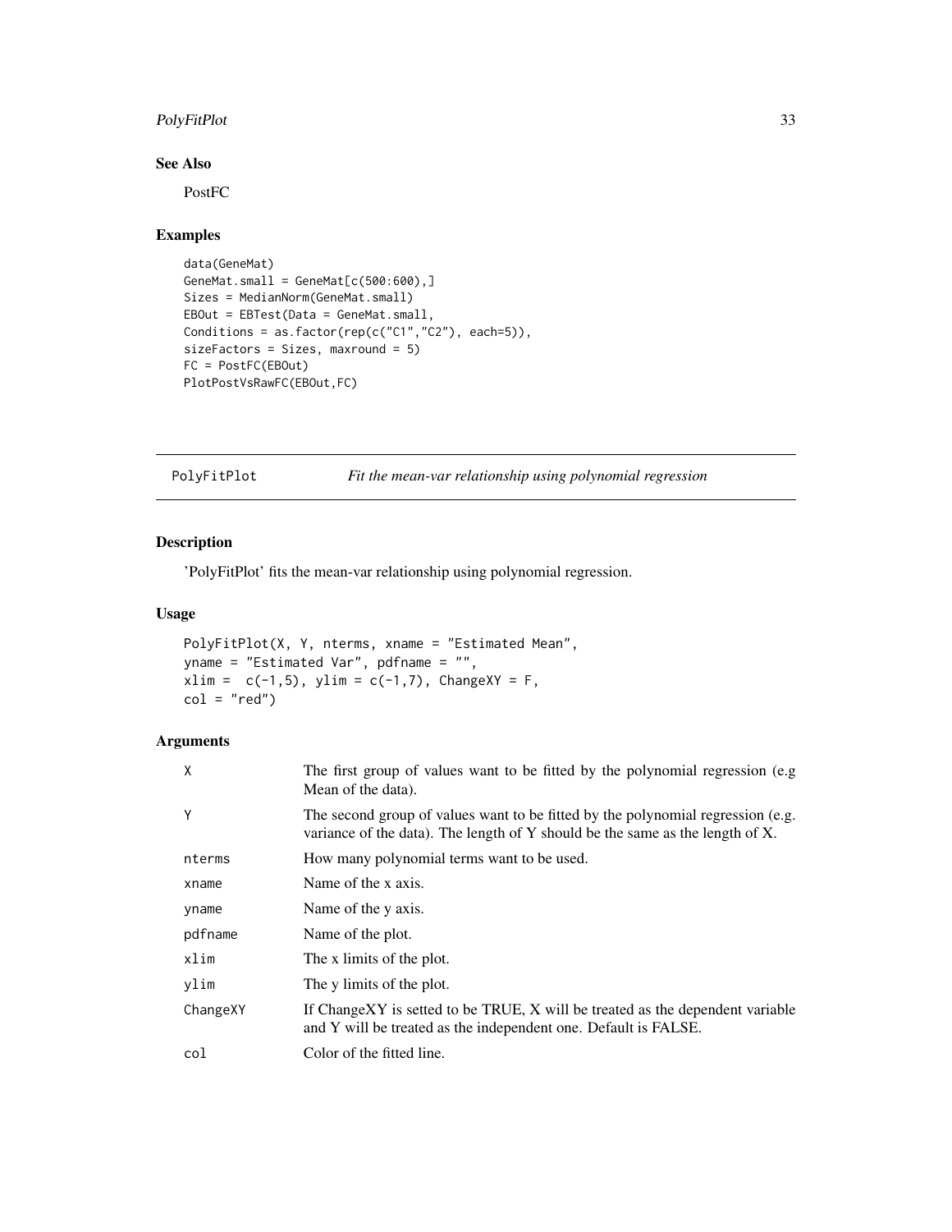## See Also

PostFC

## Examples

```
data(GeneMat)
GeneMat.small = GeneMat[c(500:600),]
Sizes = MedianNorm(GeneMat.small)
EBOut = EBTest(Data = GeneMat.small,
Conditions = as.factor(rep(c("C1","C2"), each=5)),
sizeFactors = Sizes, maxround = 5)
FC = PostFC(EBOut)
PlotPostVsRawFC(EBOut,FC)
```

---

# PolyFitPlot — *Fit the mean-var relationship using polynomial regression*

---

## Description

'PolyFitPlot' fits the mean-var relationship using polynomial regression.

## Usage

```
PolyFitPlot(X, Y, nterms, xname = "Estimated Mean",
yname = "Estimated Var", pdfname = "",
xlim =  c(-1,5), ylim = c(-1,7), ChangeXY = F,
col = "red")
```

## Arguments

| | |
|---|---|
| X | The first group of values want to be fitted by the polynomial regression (e.g Mean of the data). |
| Y | The second group of values want to be fitted by the polynomial regression (e.g. variance of the data). The length of Y should be the same as the length of X. |
| nterms | How many polynomial terms want to be used. |
| xname | Name of the x axis. |
| yname | Name of the y axis. |
| pdfname | Name of the plot. |
| xlim | The x limits of the plot. |
| ylim | The y limits of the plot. |
| ChangeXY | If ChangeXY is setted to be TRUE, X will be treated as the dependent variable and Y will be treated as the independent one. Default is FALSE. |
| col | Color of the fitted line. |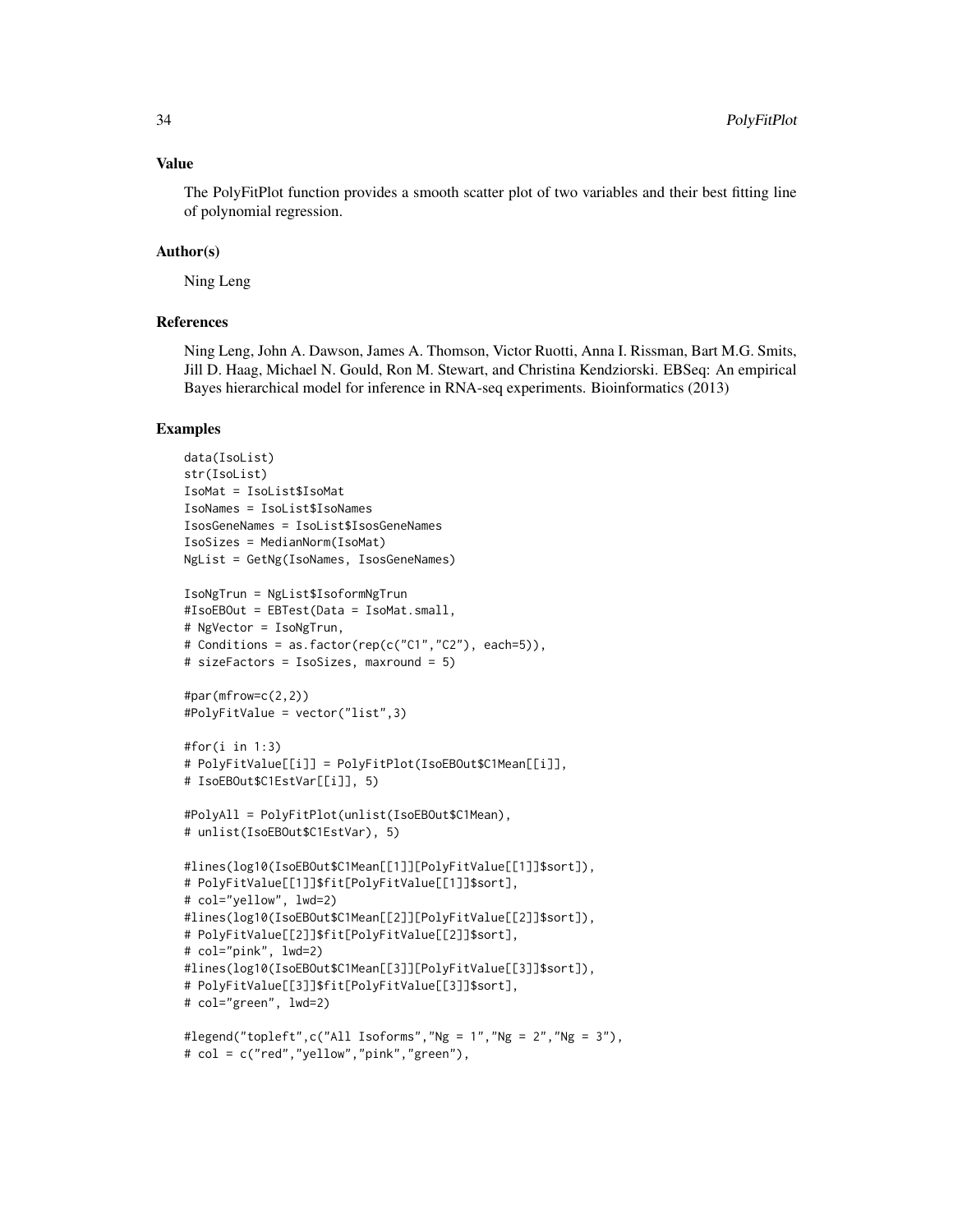## Value

The PolyFitPlot function provides a smooth scatter plot of two variables and their best fitting line of polynomial regression.

## Author(s)

Ning Leng

## References

Ning Leng, John A. Dawson, James A. Thomson, Victor Ruotti, Anna I. Rissman, Bart M.G. Smits, Jill D. Haag, Michael N. Gould, Ron M. Stewart, and Christina Kendziorski. EBSeq: An empirical Bayes hierarchical model for inference in RNA-seq experiments. Bioinformatics (2013)

## Examples

```
data(IsoList)
str(IsoList)
IsoMat = IsoList$IsoMat
IsoNames = IsoList$IsoNames
IsosGeneNames = IsoList$IsosGeneNames
IsoSizes = MedianNorm(IsoMat)
NgList = GetNg(IsoNames, IsosGeneNames)

IsoNgTrun = NgList$IsoformNgTrun
#IsoEBOut = EBTest(Data = IsoMat.small,
# NgVector = IsoNgTrun,
# Conditions = as.factor(rep(c("C1","C2"), each=5)),
# sizeFactors = IsoSizes, maxround = 5)

#par(mfrow=c(2,2))
#PolyFitValue = vector("list",3)

#for(i in 1:3)
# PolyFitValue[[i]] = PolyFitPlot(IsoEBOut$C1Mean[[i]],
# IsoEBOut$C1EstVar[[i]], 5)

#PolyAll = PolyFitPlot(unlist(IsoEBOut$C1Mean),
# unlist(IsoEBOut$C1EstVar), 5)

#lines(log10(IsoEBOut$C1Mean[[1]][PolyFitValue[[1]]$sort]),
# PolyFitValue[[1]]$fit[PolyFitValue[[1]]$sort],
# col="yellow", lwd=2)
#lines(log10(IsoEBOut$C1Mean[[2]][PolyFitValue[[2]]$sort]),
# PolyFitValue[[2]]$fit[PolyFitValue[[2]]$sort],
# col="pink", lwd=2)
#lines(log10(IsoEBOut$C1Mean[[3]][PolyFitValue[[3]]$sort]),
# PolyFitValue[[3]]$fit[PolyFitValue[[3]]$sort],
# col="green", lwd=2)

#legend("topleft",c("All Isoforms","Ng = 1","Ng = 2","Ng = 3"),
# col = c("red","yellow","pink","green"),
```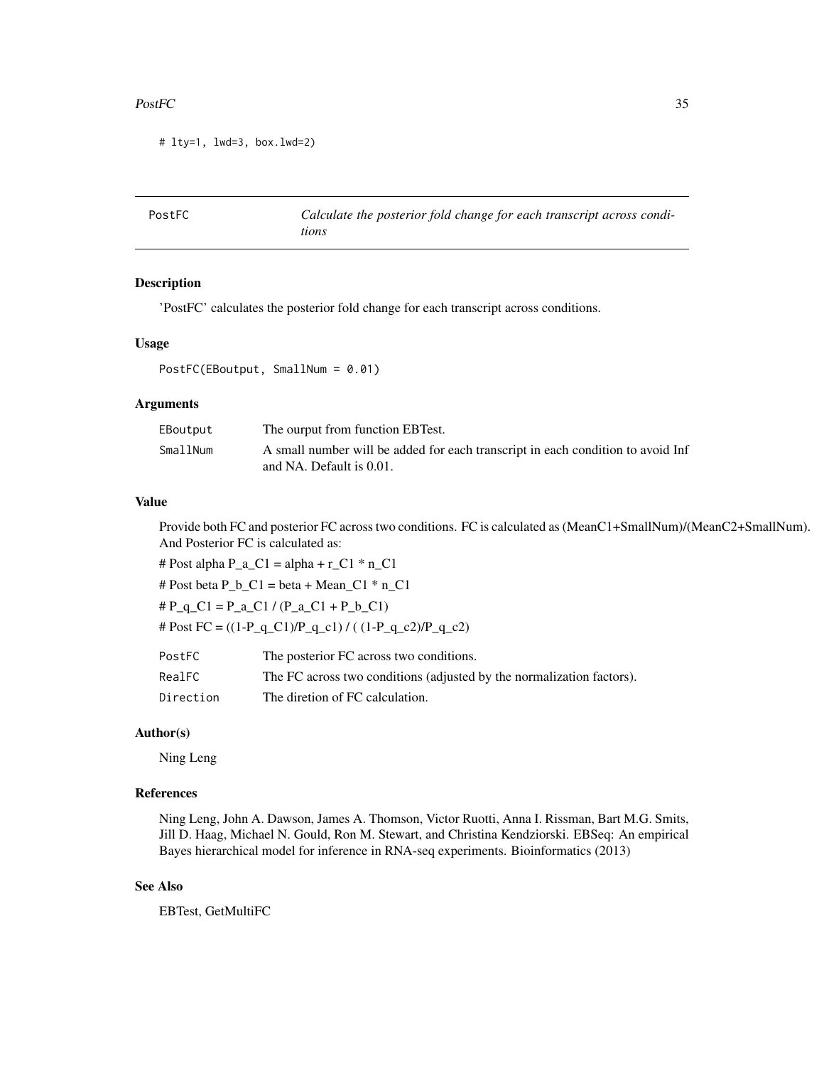```
# lty=1, lwd=3, box.lwd=2)
```

## PostFC — *Calculate the posterior fold change for each transcript across conditions*

### Description

'PostFC' calculates the posterior fold change for each transcript across conditions.

### Usage

```
PostFC(EBoutput, SmallNum = 0.01)
```

### Arguments

| | |
|---|---|
| EBoutput | The ourput from function EBTest. |
| SmallNum | A small number will be added for each transcript in each condition to avoid Inf and NA. Default is 0.01. |

### Value

Provide both FC and posterior FC across two conditions. FC is calculated as (MeanC1+SmallNum)/(MeanC2+SmallNum). And Posterior FC is calculated as:

# Post alpha P_a_C1 = alpha + r_C1 * n_C1

# Post beta P_b_C1 = beta + Mean_C1 * n_C1

# P_q_C1 = P_a_C1 / (P_a_C1 + P_b_C1)

# Post FC = ((1-P_q_C1)/P_q_c1) / ( (1-P_q_c2)/P_q_c2)

| | |
|---|---|
| PostFC | The posterior FC across two conditions. |
| RealFC | The FC across two conditions (adjusted by the normalization factors). |
| Direction | The diretion of FC calculation. |

### Author(s)

Ning Leng

### References

Ning Leng, John A. Dawson, James A. Thomson, Victor Ruotti, Anna I. Rissman, Bart M.G. Smits, Jill D. Haag, Michael N. Gould, Ron M. Stewart, and Christina Kendziorski. EBSeq: An empirical Bayes hierarchical model for inference in RNA-seq experiments. Bioinformatics (2013)

### See Also

EBTest, GetMultiFC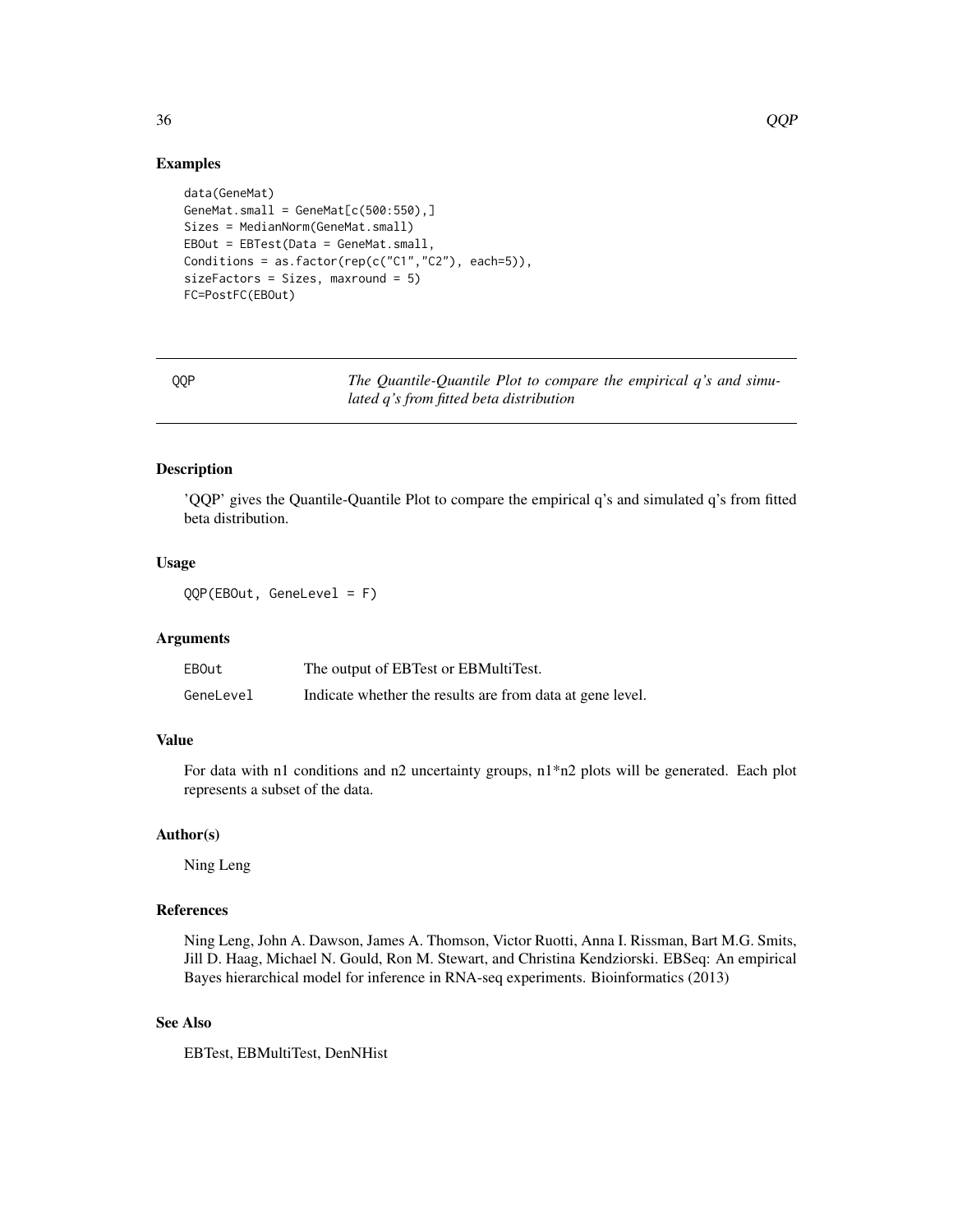## Examples

```
data(GeneMat)
GeneMat.small = GeneMat[c(500:550),]
Sizes = MedianNorm(GeneMat.small)
EBOut = EBTest(Data = GeneMat.small,
Conditions = as.factor(rep(c("C1","C2"), each=5)),
sizeFactors = Sizes, maxround = 5)
FC=PostFC(EBOut)
```

---

# QQP — *The Quantile-Quantile Plot to compare the empirical q's and simulated q's from fitted beta distribution*

---

## Description

'QQP' gives the Quantile-Quantile Plot to compare the empirical q's and simulated q's from fitted beta distribution.

## Usage

```
QQP(EBOut, GeneLevel = F)
```

## Arguments

| | |
|---|---|
| EBOut | The output of EBTest or EBMultiTest. |
| GeneLevel | Indicate whether the results are from data at gene level. |

## Value

For data with n1 conditions and n2 uncertainty groups, n1*n2 plots will be generated. Each plot represents a subset of the data.

## Author(s)

Ning Leng

## References

Ning Leng, John A. Dawson, James A. Thomson, Victor Ruotti, Anna I. Rissman, Bart M.G. Smits, Jill D. Haag, Michael N. Gould, Ron M. Stewart, and Christina Kendziorski. EBSeq: An empirical Bayes hierarchical model for inference in RNA-seq experiments. Bioinformatics (2013)

## See Also

EBTest, EBMultiTest, DenNHist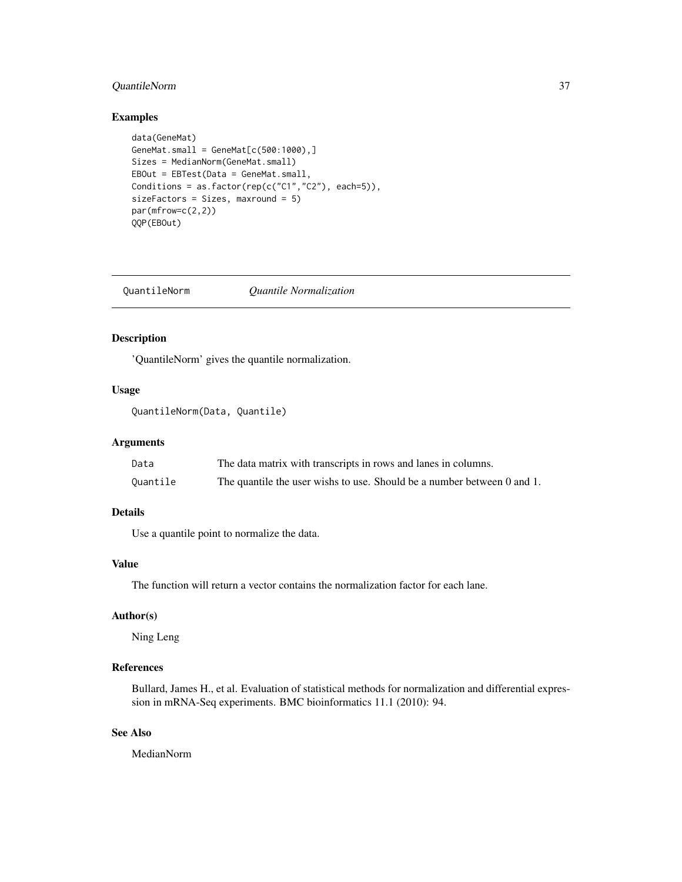## Examples

```
data(GeneMat)
GeneMat.small = GeneMat[c(500:1000),]
Sizes = MedianNorm(GeneMat.small)
EBOut = EBTest(Data = GeneMat.small,
Conditions = as.factor(rep(c("C1","C2"), each=5)),
sizeFactors = Sizes, maxround = 5)
par(mfrow=c(2,2))
QQP(EBOut)
```

---

# QuantileNorm *Quantile Normalization*

## Description

'QuantileNorm' gives the quantile normalization.

## Usage

```
QuantileNorm(Data, Quantile)
```

## Arguments

| | |
|---|---|
| Data | The data matrix with transcripts in rows and lanes in columns. |
| Quantile | The quantile the user wishes to use. Should be a number between 0 and 1. |

## Details

Use a quantile point to normalize the data.

## Value

The function will return a vector contains the normalization factor for each lane.

## Author(s)

Ning Leng

## References

Bullard, James H., et al. Evaluation of statistical methods for normalization and differential expression in mRNA-Seq experiments. BMC bioinformatics 11.1 (2010): 94.

## See Also

MedianNorm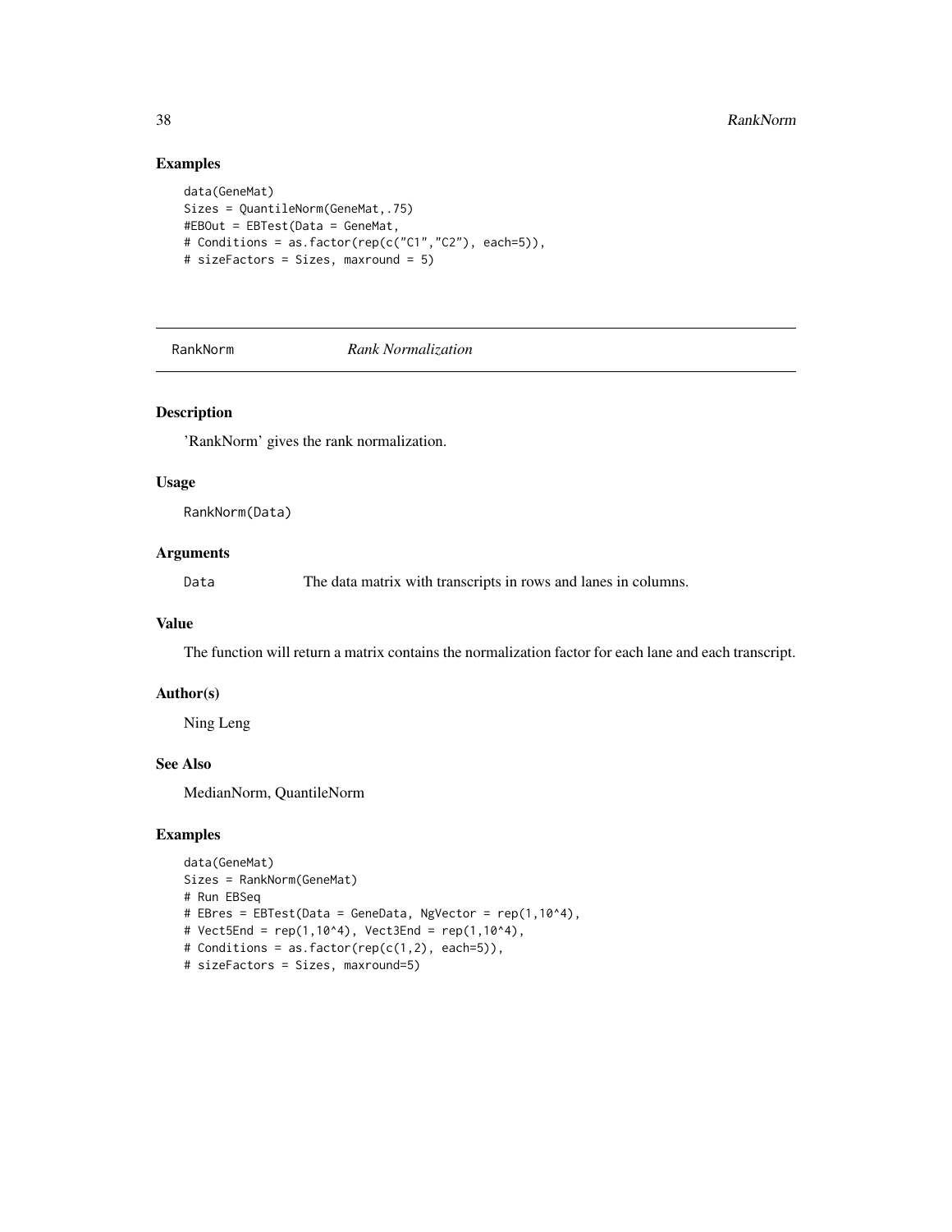## Examples

```
data(GeneMat)
Sizes = QuantileNorm(GeneMat,.75)
#EBOut = EBTest(Data = GeneMat,
# Conditions = as.factor(rep(c("C1","C2"), each=5)),
# sizeFactors = Sizes, maxround = 5)
```

---

# RankNorm *Rank Normalization*

---

## Description

'RankNorm' gives the rank normalization.

## Usage

```
RankNorm(Data)
```

## Arguments

| | |
|---|---|
| Data | The data matrix with transcripts in rows and lanes in columns. |

## Value

The function will return a matrix contains the normalization factor for each lane and each transcript.

## Author(s)

Ning Leng

## See Also

MedianNorm, QuantileNorm

## Examples

```
data(GeneMat)
Sizes = RankNorm(GeneMat)
# Run EBSeq
# EBres = EBTest(Data = GeneData, NgVector = rep(1,10^4),
# Vect5End = rep(1,10^4), Vect3End = rep(1,10^4),
# Conditions = as.factor(rep(c(1,2), each=5)),
# sizeFactors = Sizes, maxround=5)
```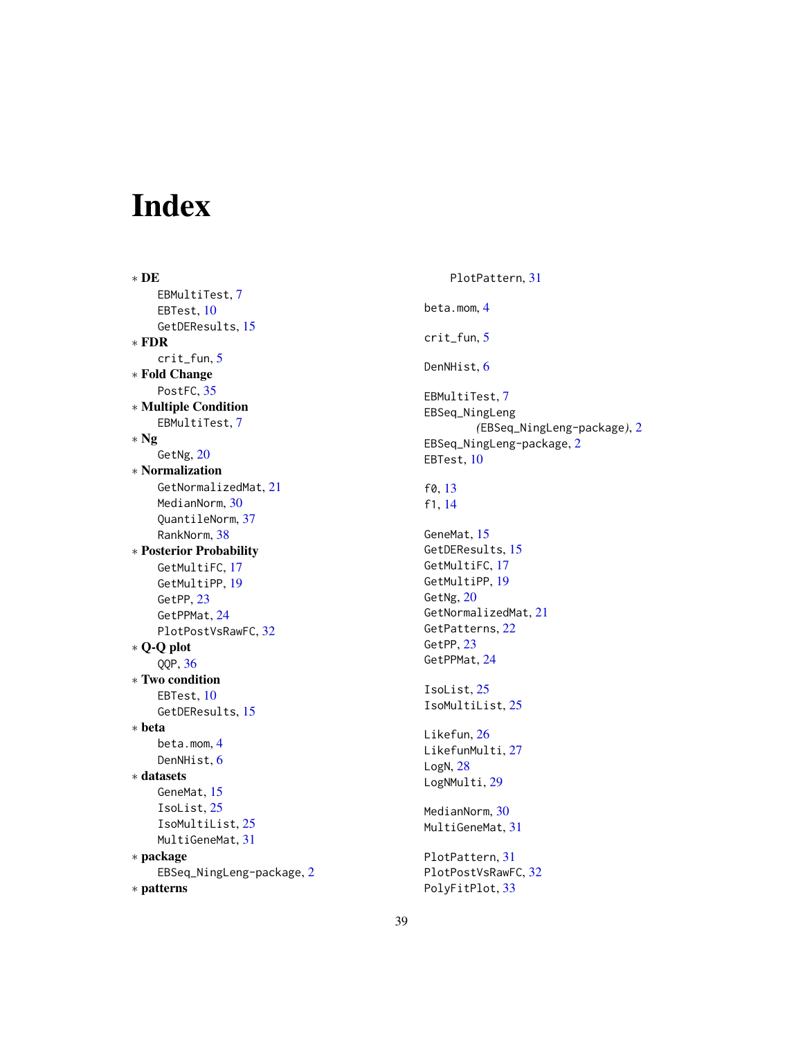# Index

∗ **DE**
  EBMultiTest, 7
  EBTest, 10
  GetDEResults, 15
∗ **FDR**
  crit_fun, 5
∗ **Fold Change**
  PostFC, 35
∗ **Multiple Condition**
  EBMultiTest, 7
∗ **Ng**
  GetNg, 20
∗ **Normalization**
  GetNormalizedMat, 21
  MedianNorm, 30
  QuantileNorm, 37
  RankNorm, 38
∗ **Posterior Probability**
  GetMultiFC, 17
  GetMultiPP, 19
  GetPP, 23
  GetPPMat, 24
  PlotPostVsRawFC, 32
∗ **Q-Q plot**
  QQP, 36
∗ **Two condition**
  EBTest, 10
  GetDEResults, 15
∗ **beta**
  beta.mom, 4
  DenNHist, 6
∗ **datasets**
  GeneMat, 15
  IsoList, 25
  IsoMultiList, 25
  MultiGeneMat, 31
∗ **package**
  EBSeq_NingLeng-package, 2
∗ **patterns**
  PlotPattern, 31

beta.mom, 4

crit_fun, 5

DenNHist, 6

EBMultiTest, 7
EBSeq_NingLeng
  *(EBSeq_NingLeng-package)*, 2
EBSeq_NingLeng-package, 2
EBTest, 10

f0, 13
f1, 14

GeneMat, 15
GetDEResults, 15
GetMultiFC, 17
GetMultiPP, 19
GetNg, 20
GetNormalizedMat, 21
GetPatterns, 22
GetPP, 23
GetPPMat, 24

IsoList, 25
IsoMultiList, 25

Likefun, 26
LikefunMulti, 27
LogN, 28
LogNMulti, 29

MedianNorm, 30
MultiGeneMat, 31

PlotPattern, 31
PlotPostVsRawFC, 32
PolyFitPlot, 33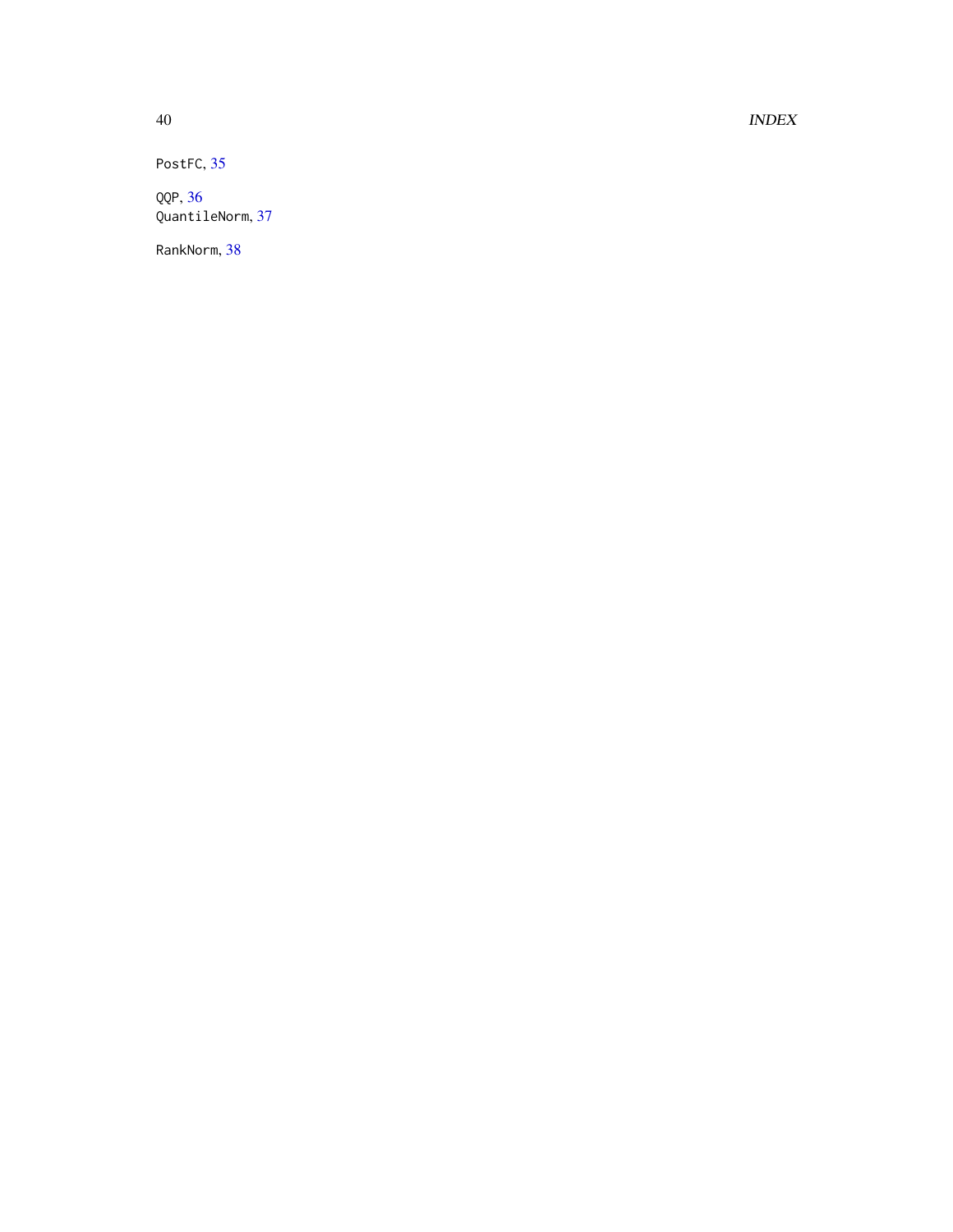PostFC, 35

QQP, 36
QuantileNorm, 37

RankNorm, 38